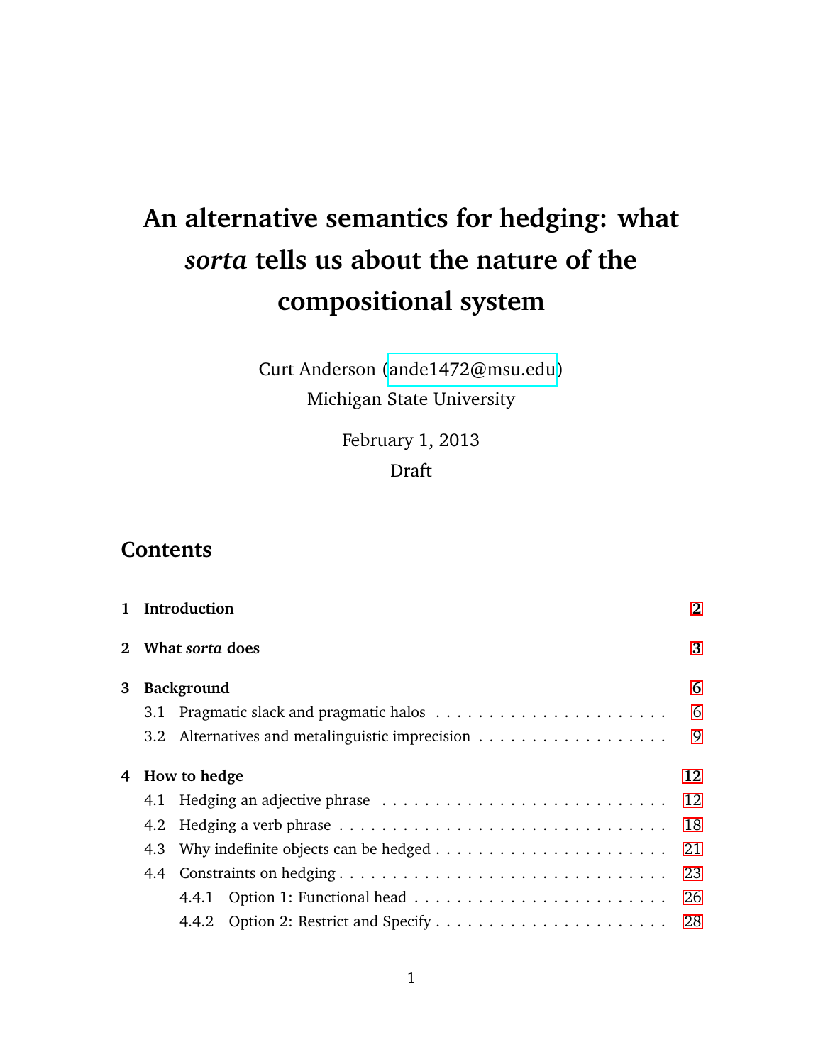# An alternative semantics for hedging: what *sorta* tells us about the nature of the compositional system

Curt Anderson (ande1472@msu.edu)
Michigan State University

February 1, 2013
Draft

## Contents

**1 Introduction** 2

**2 What *sorta* does** 3

**3 Background** 6

- 3.1 Pragmatic slack and pragmatic halos 6
- 3.2 Alternatives and metalinguistic imprecision 9

**4 How to hedge** 12

- 4.1 Hedging an adjective phrase 12
- 4.2 Hedging a verb phrase 18
- 4.3 Why indefinite objects can be hedged 21
- 4.4 Constraints on hedging 23
  - 4.4.1 Option 1: Functional head 26
  - 4.4.2 Option 2: Restrict and Specify 28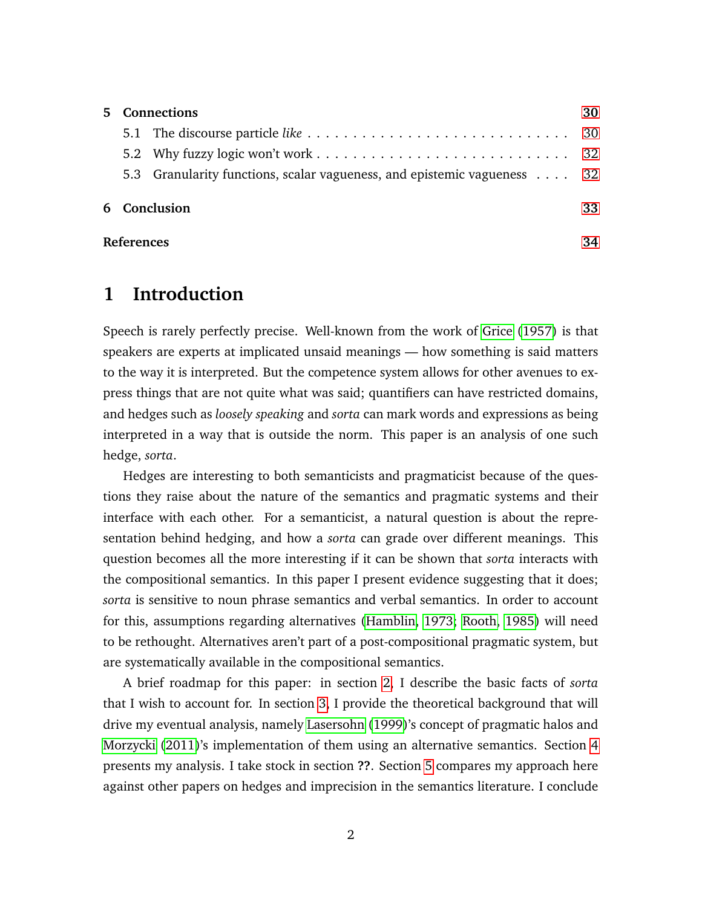| | | |
|---|---|---|
| **5** | **Connections** | **30** |
| 5.1 | The discourse particle *like* | 30 |
| 5.2 | Why fuzzy logic won't work | 32 |
| 5.3 | Granularity functions, scalar vagueness, and epistemic vagueness | 32 |
| **6** | **Conclusion** | **33** |
| | **References** | **34** |

# 1 Introduction

Speech is rarely perfectly precise. Well-known from the work of Grice (1957) is that speakers are experts at implicated unsaid meanings — how something is said matters to the way it is interpreted. But the competence system allows for other avenues to express things that are not quite what was said; quantifiers can have restricted domains, and hedges such as *loosely speaking* and *sorta* can mark words and expressions as being interpreted in a way that is outside the norm. This paper is an analysis of one such hedge, *sorta*.

Hedges are interesting to both semanticists and pragmaticist because of the questions they raise about the nature of the semantics and pragmatic systems and their interface with each other. For a semanticist, a natural question is about the representation behind hedging, and how a *sorta* can grade over different meanings. This question becomes all the more interesting if it can be shown that *sorta* interacts with the compositional semantics. In this paper I present evidence suggesting that it does; *sorta* is sensitive to noun phrase semantics and verbal semantics. In order to account for this, assumptions regarding alternatives (Hamblin, 1973; Rooth, 1985) will need to be rethought. Alternatives aren't part of a post-compositional pragmatic system, but are systematically available in the compositional semantics.

A brief roadmap for this paper: in section 2, I describe the basic facts of *sorta* that I wish to account for. In section 3, I provide the theoretical background that will drive my eventual analysis, namely Lasersohn (1999)'s concept of pragmatic halos and Morzycki (2011)'s implementation of them using an alternative semantics. Section 4 presents my analysis. I take stock in section **??**. Section 5 compares my approach here against other papers on hedges and imprecision in the semantics literature. I conclude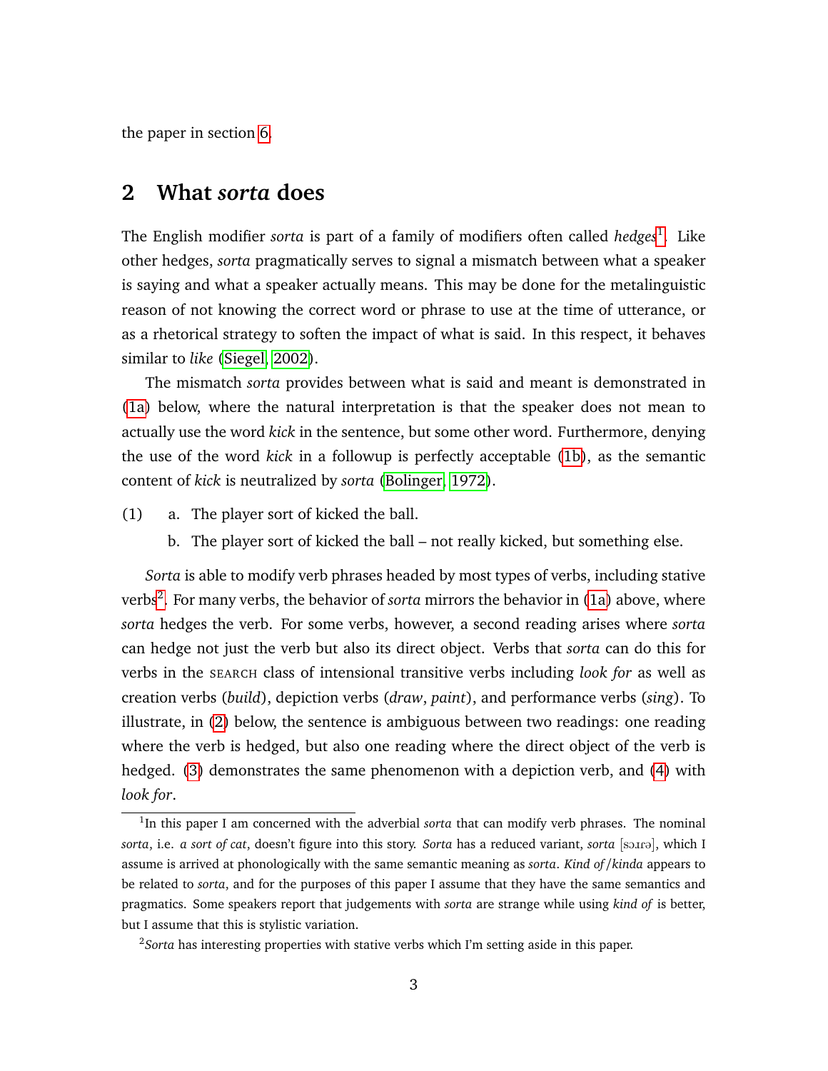the paper in section 6.

## 2 What *sorta* does

The English modifier *sorta* is part of a family of modifiers often called *hedges*[1]. Like other hedges, *sorta* pragmatically serves to signal a mismatch between what a speaker is saying and what a speaker actually means. This may be done for the metalinguistic reason of not knowing the correct word or phrase to use at the time of utterance, or as a rhetorical strategy to soften the impact of what is said. In this respect, it behaves similar to *like* (Siegel, 2002).

The mismatch *sorta* provides between what is said and meant is demonstrated in (1a) below, where the natural interpretation is that the speaker does not mean to actually use the word *kick* in the sentence, but some other word. Furthermore, denying the use of the word *kick* in a followup is perfectly acceptable (1b), as the semantic content of *kick* is neutralized by *sorta* (Bolinger, 1972).

(1) a. The player sort of kicked the ball.
    b. The player sort of kicked the ball – not really kicked, but something else.

*Sorta* is able to modify verb phrases headed by most types of verbs, including stative verbs[2]. For many verbs, the behavior of *sorta* mirrors the behavior in (1a) above, where *sorta* hedges the verb. For some verbs, however, a second reading arises where *sorta* can hedge not just the verb but also its direct object. Verbs that *sorta* can do this for verbs in the SEARCH class of intensional transitive verbs including *look for* as well as creation verbs (*build*), depiction verbs (*draw*, *paint*), and performance verbs (*sing*). To illustrate, in (2) below, the sentence is ambiguous between two readings: one reading where the verb is hedged, but also one reading where the direct object of the verb is hedged. (3) demonstrates the same phenomenon with a depiction verb, and (4) with *look for*.

---

[1] In this paper I am concerned with the adverbial *sorta* that can modify verb phrases. The nominal *sorta*, i.e. *a sort of cat*, doesn't figure into this story. *Sorta* has a reduced variant, *sorta* [sɔɪɾə], which I assume is arrived at phonologically with the same semantic meaning as *sorta*. *Kind of*/*kinda* appears to be related to *sorta*, and for the purposes of this paper I assume that they have the same semantics and pragmatics. Some speakers report that judgements with *sorta* are strange while using *kind of* is better, but I assume that this is stylistic variation.

[2] *Sorta* has interesting properties with stative verbs which I'm setting aside in this paper.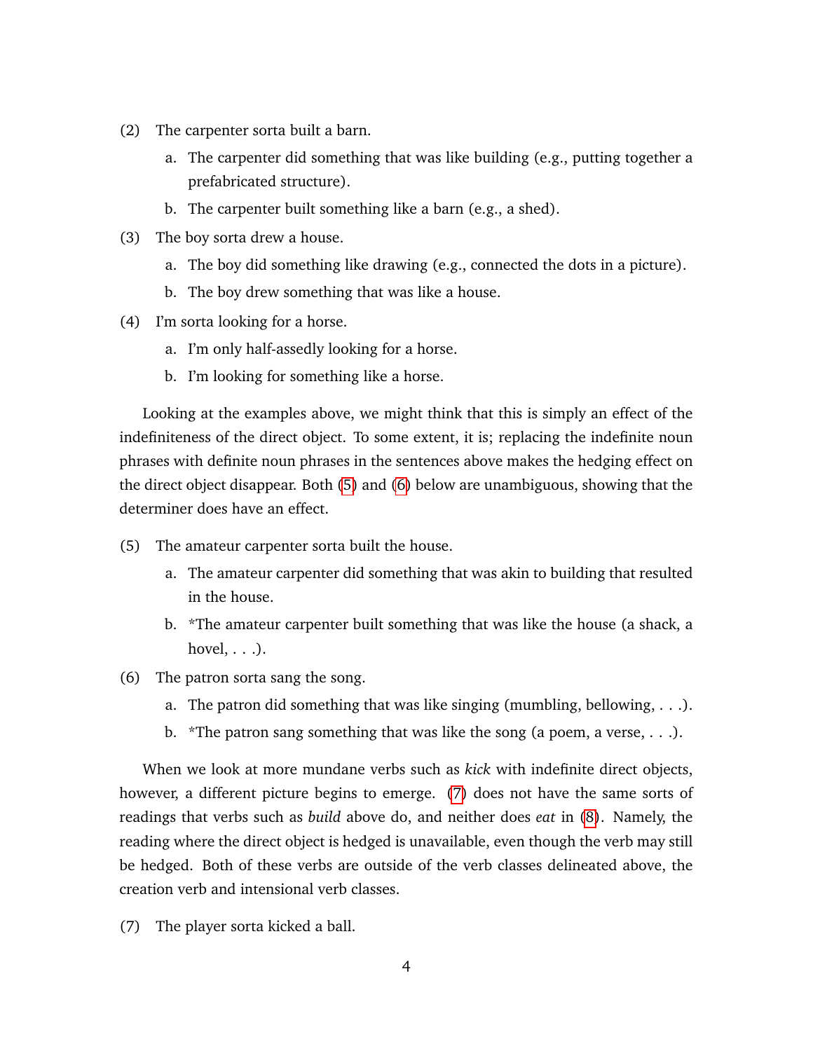(2) The carpenter sorta built a barn.

   a. The carpenter did something that was like building (e.g., putting together a prefabricated structure).

   b. The carpenter built something like a barn (e.g., a shed).

(3) The boy sorta drew a house.

   a. The boy did something like drawing (e.g., connected the dots in a picture).

   b. The boy drew something that was like a house.

(4) I'm sorta looking for a horse.

   a. I'm only half-assedly looking for a horse.

   b. I'm looking for something like a horse.

Looking at the examples above, we might think that this is simply an effect of the indefiniteness of the direct object. To some extent, it is; replacing the indefinite noun phrases with definite noun phrases in the sentences above makes the hedging effect on the direct object disappear. Both (5) and (6) below are unambiguous, showing that the determiner does have an effect.

(5) The amateur carpenter sorta built the house.

   a. The amateur carpenter did something that was akin to building that resulted in the house.

   b. *The amateur carpenter built something that was like the house (a shack, a hovel, . . .).

(6) The patron sorta sang the song.

   a. The patron did something that was like singing (mumbling, bellowing, . . .).

   b. *The patron sang something that was like the song (a poem, a verse, . . .).

When we look at more mundane verbs such as *kick* with indefinite direct objects, however, a different picture begins to emerge. (7) does not have the same sorts of readings that verbs such as *build* above do, and neither does *eat* in (8). Namely, the reading where the direct object is hedged is unavailable, even though the verb may still be hedged. Both of these verbs are outside of the verb classes delineated above, the creation verb and intensional verb classes.

(7) The player sorta kicked a ball.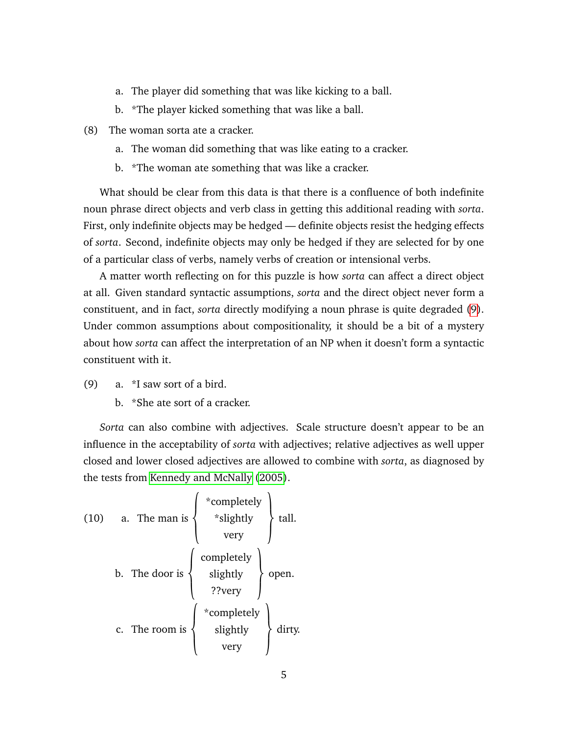a. The player did something that was like kicking to a ball.

b. *The player kicked something that was like a ball.

(8) The woman sorta ate a cracker.

a. The woman did something that was like eating to a cracker.

b. *The woman ate something that was like a cracker.

What should be clear from this data is that there is a confluence of both indefinite noun phrase direct objects and verb class in getting this additional reading with *sorta*. First, only indefinite objects may be hedged — definite objects resist the hedging effects of *sorta*. Second, indefinite objects may only be hedged if they are selected for by one of a particular class of verbs, namely verbs of creation or intensional verbs.

A matter worth reflecting on for this puzzle is how *sorta* can affect a direct object at all. Given standard syntactic assumptions, *sorta* and the direct object never form a constituent, and in fact, *sorta* directly modifying a noun phrase is quite degraded (9). Under common assumptions about compositionality, it should be a bit of a mystery about how *sorta* can affect the interpretation of an NP when it doesn't form a syntactic constituent with it.

(9) a. *I saw sort of a bird.

b. *She ate sort of a cracker.

*Sorta* can also combine with adjectives. Scale structure doesn't appear to be an influence in the acceptability of *sorta* with adjectives; relative adjectives as well upper closed and lower closed adjectives are allowed to combine with *sorta*, as diagnosed by the tests from Kennedy and McNally (2005).

(10) a. The man is {*completely / *slightly / very} tall.

b. The door is {completely / slightly / ??very} open.

c. The room is {*completely / slightly / very} dirty.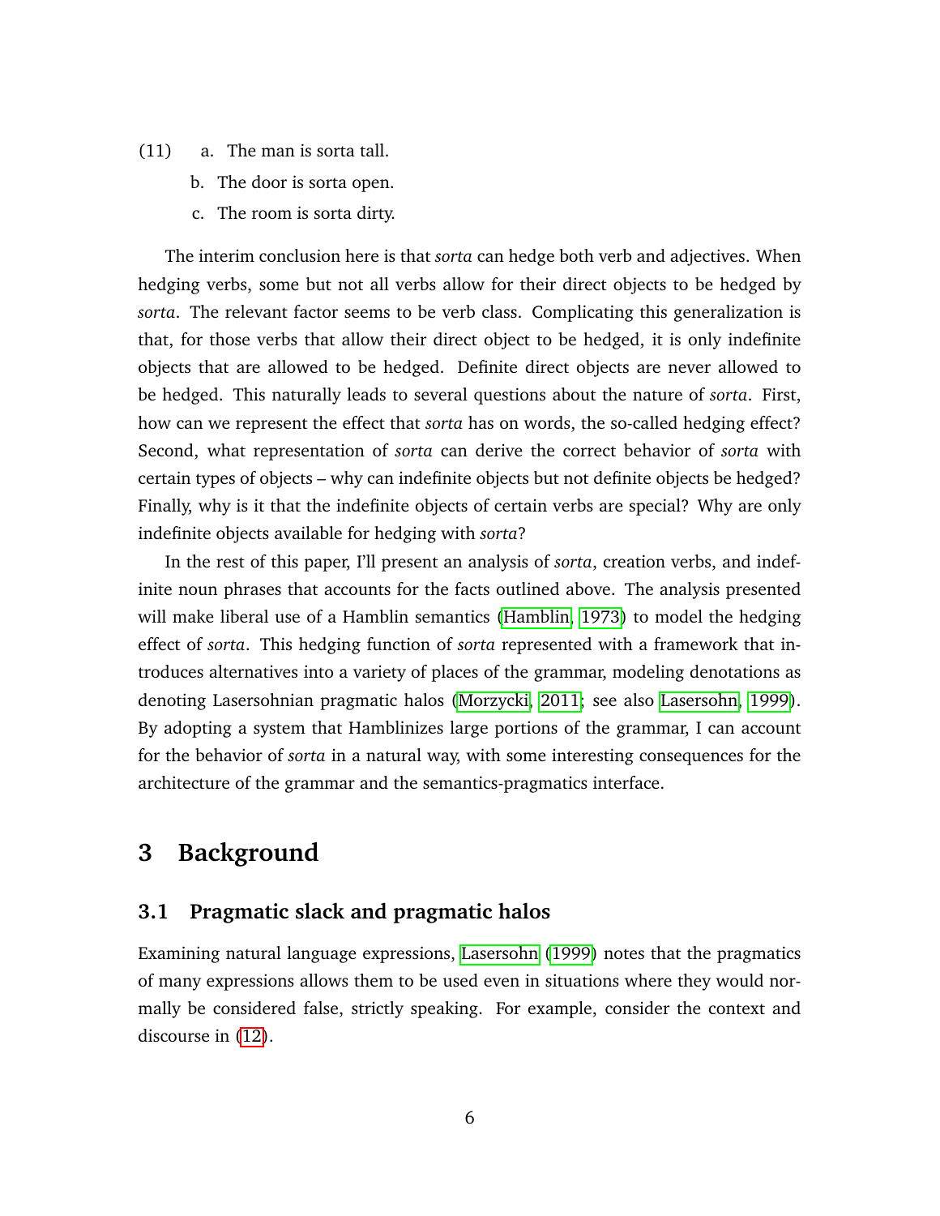(11) a. The man is sorta tall.

b. The door is sorta open.

c. The room is sorta dirty.

The interim conclusion here is that *sorta* can hedge both verb and adjectives. When hedging verbs, some but not all verbs allow for their direct objects to be hedged by *sorta*. The relevant factor seems to be verb class. Complicating this generalization is that, for those verbs that allow their direct object to be hedged, it is only indefinite objects that are allowed to be hedged. Definite direct objects are never allowed to be hedged. This naturally leads to several questions about the nature of *sorta*. First, how can we represent the effect that *sorta* has on words, the so-called hedging effect? Second, what representation of *sorta* can derive the correct behavior of *sorta* with certain types of objects – why can indefinite objects but not definite objects be hedged? Finally, why is it that the indefinite objects of certain verbs are special? Why are only indefinite objects available for hedging with *sorta*?

In the rest of this paper, I'll present an analysis of *sorta*, creation verbs, and indefinite noun phrases that accounts for the facts outlined above. The analysis presented will make liberal use of a Hamblin semantics (Hamblin, 1973) to model the hedging effect of *sorta*. This hedging function of *sorta* represented with a framework that introduces alternatives into a variety of places of the grammar, modeling denotations as denoting Lasersohnian pragmatic halos (Morzycki, 2011; see also Lasersohn, 1999). By adopting a system that Hamblinizes large portions of the grammar, I can account for the behavior of *sorta* in a natural way, with some interesting consequences for the architecture of the grammar and the semantics-pragmatics interface.

# 3 Background

## 3.1 Pragmatic slack and pragmatic halos

Examining natural language expressions, Lasersohn (1999) notes that the pragmatics of many expressions allows them to be used even in situations where they would normally be considered false, strictly speaking. For example, consider the context and discourse in (12).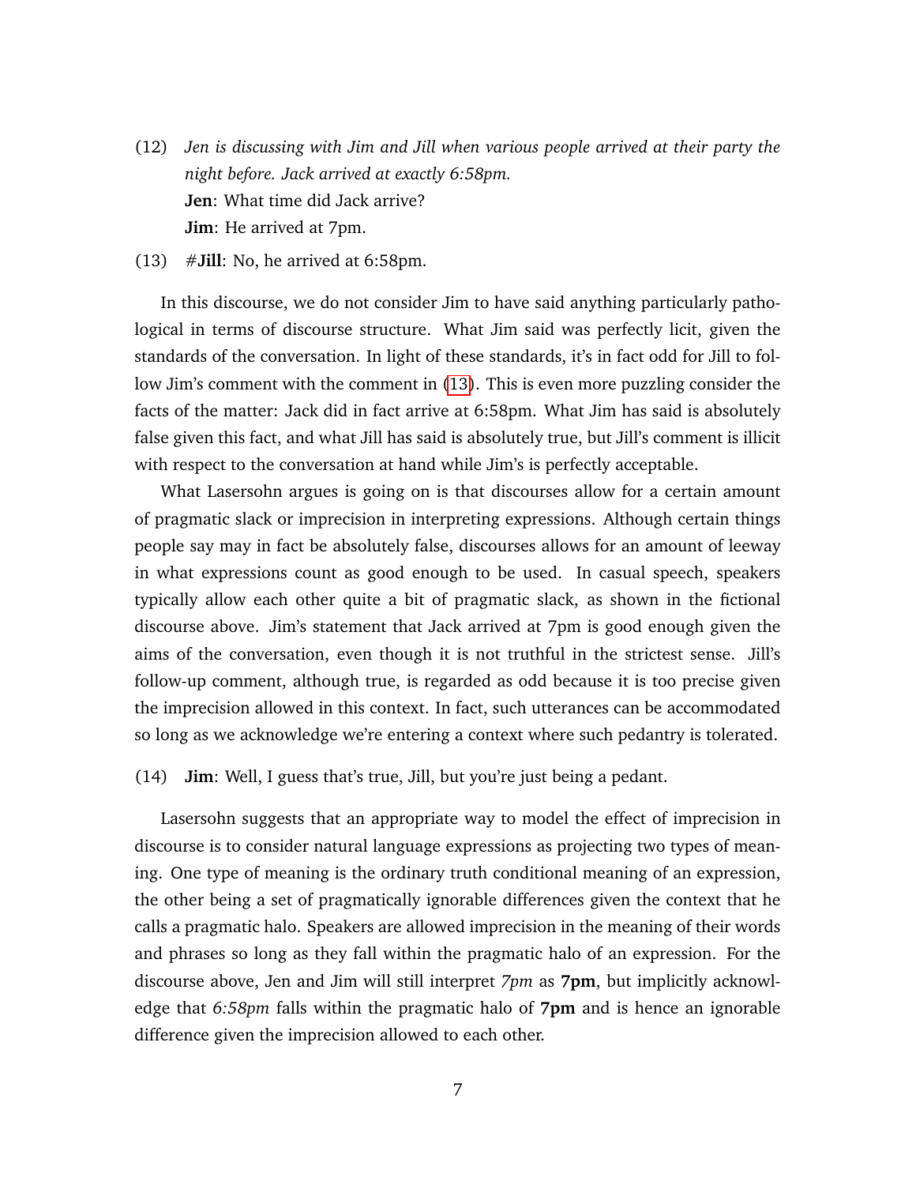(12) *Jen is discussing with Jim and Jill when various people arrived at their party the night before. Jack arrived at exactly 6:58pm.*
**Jen**: What time did Jack arrive?
**Jim**: He arrived at 7pm.

(13) #**Jill**: No, he arrived at 6:58pm.

In this discourse, we do not consider Jim to have said anything particularly pathological in terms of discourse structure. What Jim said was perfectly licit, given the standards of the conversation. In light of these standards, it's in fact odd for Jill to follow Jim's comment with the comment in (13). This is even more puzzling consider the facts of the matter: Jack did in fact arrive at 6:58pm. What Jim has said is absolutely false given this fact, and what Jill has said is absolutely true, but Jill's comment is illicit with respect to the conversation at hand while Jim's is perfectly acceptable.

What Lasersohn argues is going on is that discourses allow for a certain amount of pragmatic slack or imprecision in interpreting expressions. Although certain things people say may in fact be absolutely false, discourses allows for an amount of leeway in what expressions count as good enough to be used. In casual speech, speakers typically allow each other quite a bit of pragmatic slack, as shown in the fictional discourse above. Jim's statement that Jack arrived at 7pm is good enough given the aims of the conversation, even though it is not truthful in the strictest sense. Jill's follow-up comment, although true, is regarded as odd because it is too precise given the imprecision allowed in this context. In fact, such utterances can be accommodated so long as we acknowledge we're entering a context where such pedantry is tolerated.

(14) **Jim**: Well, I guess that's true, Jill, but you're just being a pedant.

Lasersohn suggests that an appropriate way to model the effect of imprecision in discourse is to consider natural language expressions as projecting two types of meaning. One type of meaning is the ordinary truth conditional meaning of an expression, the other being a set of pragmatically ignorable differences given the context that he calls a pragmatic halo. Speakers are allowed imprecision in the meaning of their words and phrases so long as they fall within the pragmatic halo of an expression. For the discourse above, Jen and Jim will still interpret *7pm* as **7pm**, but implicitly acknowledge that *6:58pm* falls within the pragmatic halo of **7pm** and is hence an ignorable difference given the imprecision allowed to each other.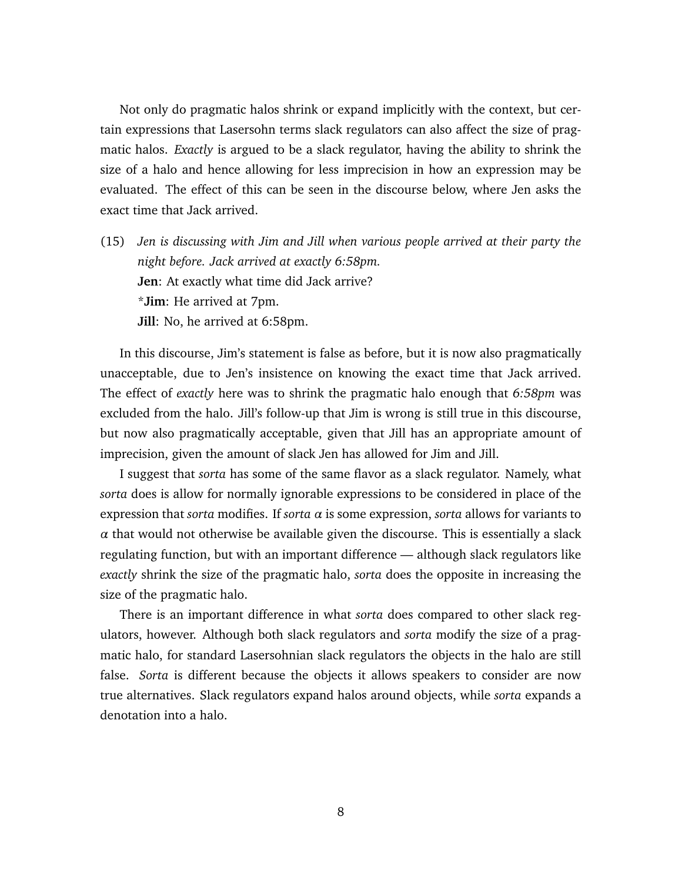Not only do pragmatic halos shrink or expand implicitly with the context, but certain expressions that Lasersohn terms slack regulators can also affect the size of pragmatic halos. *Exactly* is argued to be a slack regulator, having the ability to shrink the size of a halo and hence allowing for less imprecision in how an expression may be evaluated. The effect of this can be seen in the discourse below, where Jen asks the exact time that Jack arrived.

(15) *Jen is discussing with Jim and Jill when various people arrived at their party the night before. Jack arrived at exactly 6:58pm.*
**Jen**: At exactly what time did Jack arrive?
*__Jim__: He arrived at 7pm.
**Jill**: No, he arrived at 6:58pm.

In this discourse, Jim's statement is false as before, but it is now also pragmatically unacceptable, due to Jen's insistence on knowing the exact time that Jack arrived. The effect of *exactly* here was to shrink the pragmatic halo enough that *6:58pm* was excluded from the halo. Jill's follow-up that Jim is wrong is still true in this discourse, but now also pragmatically acceptable, given that Jill has an appropriate amount of imprecision, given the amount of slack Jen has allowed for Jim and Jill.

I suggest that *sorta* has some of the same flavor as a slack regulator. Namely, what *sorta* does is allow for normally ignorable expressions to be considered in place of the expression that *sorta* modifies. If *sorta* $\alpha$ is some expression, *sorta* allows for variants to $\alpha$ that would not otherwise be available given the discourse. This is essentially a slack regulating function, but with an important difference — although slack regulators like *exactly* shrink the size of the pragmatic halo, *sorta* does the opposite in increasing the size of the pragmatic halo.

There is an important difference in what *sorta* does compared to other slack regulators, however. Although both slack regulators and *sorta* modify the size of a pragmatic halo, for standard Lasersohnian slack regulators the objects in the halo are still false. *Sorta* is different because the objects it allows speakers to consider are now true alternatives. Slack regulators expand halos around objects, while *sorta* expands a denotation into a halo.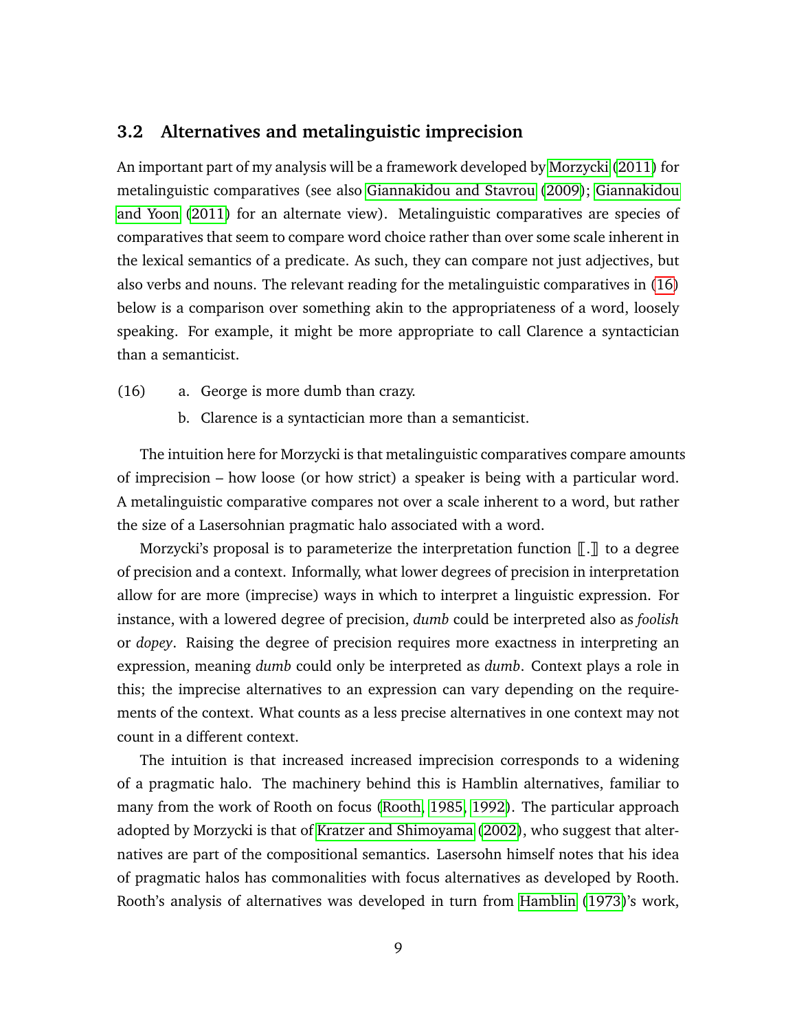### 3.2 Alternatives and metalinguistic imprecision

An important part of my analysis will be a framework developed by Morzycki (2011) for metalinguistic comparatives (see also Giannakidou and Stavrou (2009); Giannakidou and Yoon (2011) for an alternate view). Metalinguistic comparatives are species of comparatives that seem to compare word choice rather than over some scale inherent in the lexical semantics of a predicate. As such, they can compare not just adjectives, but also verbs and nouns. The relevant reading for the metalinguistic comparatives in (16) below is a comparison over something akin to the appropriateness of a word, loosely speaking. For example, it might be more appropriate to call Clarence a syntactician than a semanticist.

(16)
  a. George is more dumb than crazy.
  b. Clarence is a syntactician more than a semanticist.

The intuition here for Morzycki is that metalinguistic comparatives compare amounts of imprecision – how loose (or how strict) a speaker is being with a particular word. A metalinguistic comparative compares not over a scale inherent to a word, but rather the size of a Lasersohnian pragmatic halo associated with a word.

Morzycki's proposal is to parameterize the interpretation function $[\![ . ]\!]$ to a degree of precision and a context. Informally, what lower degrees of precision in interpretation allow for are more (imprecise) ways in which to interpret a linguistic expression. For instance, with a lowered degree of precision, *dumb* could be interpreted also as *foolish* or *dopey*. Raising the degree of precision requires more exactness in interpreting an expression, meaning *dumb* could only be interpreted as *dumb*. Context plays a role in this; the imprecise alternatives to an expression can vary depending on the requirements of the context. What counts as a less precise alternatives in one context may not count in a different context.

The intuition is that increased increased imprecision corresponds to a widening of a pragmatic halo. The machinery behind this is Hamblin alternatives, familiar to many from the work of Rooth on focus (Rooth, 1985, 1992). The particular approach adopted by Morzycki is that of Kratzer and Shimoyama (2002), who suggest that alternatives are part of the compositional semantics. Lasersohn himself notes that his idea of pragmatic halos has commonalities with focus alternatives as developed by Rooth. Rooth's analysis of alternatives was developed in turn from Hamblin (1973)'s work,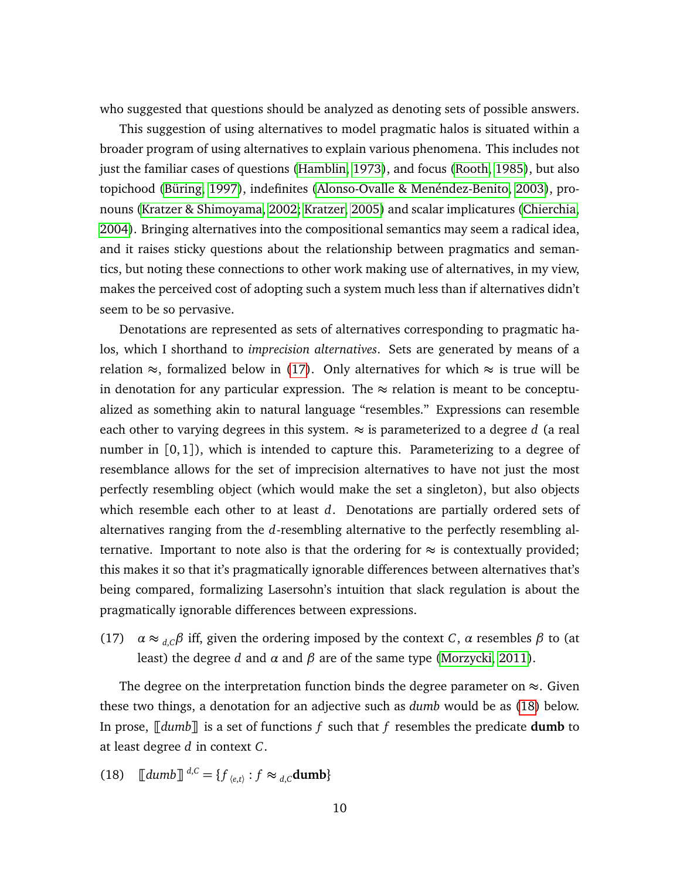who suggested that questions should be analyzed as denoting sets of possible answers.

This suggestion of using alternatives to model pragmatic halos is situated within a broader program of using alternatives to explain various phenomena. This includes not just the familiar cases of questions (Hamblin, 1973), and focus (Rooth, 1985), but also topichood (Büring, 1997), indefinites (Alonso-Ovalle & Menéndez-Benito, 2003), pronouns (Kratzer & Shimoyama, 2002; Kratzer, 2005) and scalar implicatures (Chierchia, 2004). Bringing alternatives into the compositional semantics may seem a radical idea, and it raises sticky questions about the relationship between pragmatics and semantics, but noting these connections to other work making use of alternatives, in my view, makes the perceived cost of adopting such a system much less than if alternatives didn't seem to be so pervasive.

Denotations are represented as sets of alternatives corresponding to pragmatic halos, which I shorthand to *imprecision alternatives*. Sets are generated by means of a relation $\approx$, formalized below in (17). Only alternatives for which $\approx$ is true will be in denotation for any particular expression. The $\approx$ relation is meant to be conceptualized as something akin to natural language "resembles." Expressions can resemble each other to varying degrees in this system. $\approx$ is parameterized to a degree $d$ (a real number in $[0,1]$), which is intended to capture this. Parameterizing to a degree of resemblance allows for the set of imprecision alternatives to have not just the most perfectly resembling object (which would make the set a singleton), but also objects which resemble each other to at least $d$. Denotations are partially ordered sets of alternatives ranging from the $d$-resembling alternative to the perfectly resembling alternative. Important to note also is that the ordering for $\approx$ is contextually provided; this makes it so that it's pragmatically ignorable differences between alternatives that's being compared, formalizing Lasersohn's intuition that slack regulation is about the pragmatically ignorable differences between expressions.

(17) $\alpha \approx_{d,C} \beta$ iff, given the ordering imposed by the context $C$, $\alpha$ resembles $\beta$ to (at least) the degree $d$ and $\alpha$ and $\beta$ are of the same type (Morzycki, 2011).

The degree on the interpretation function binds the degree parameter on $\approx$. Given these two things, a denotation for an adjective such as *dumb* would be as (18) below. In prose, $[\![dumb]\!]$ is a set of functions $f$ such that $f$ resembles the predicate **dumb** to at least degree $d$ in context $C$.

(18) $[\![dumb]\!]^{d,C} = \{f_{\langle e,t\rangle} : f \approx_{d,C} \textbf{dumb}\}$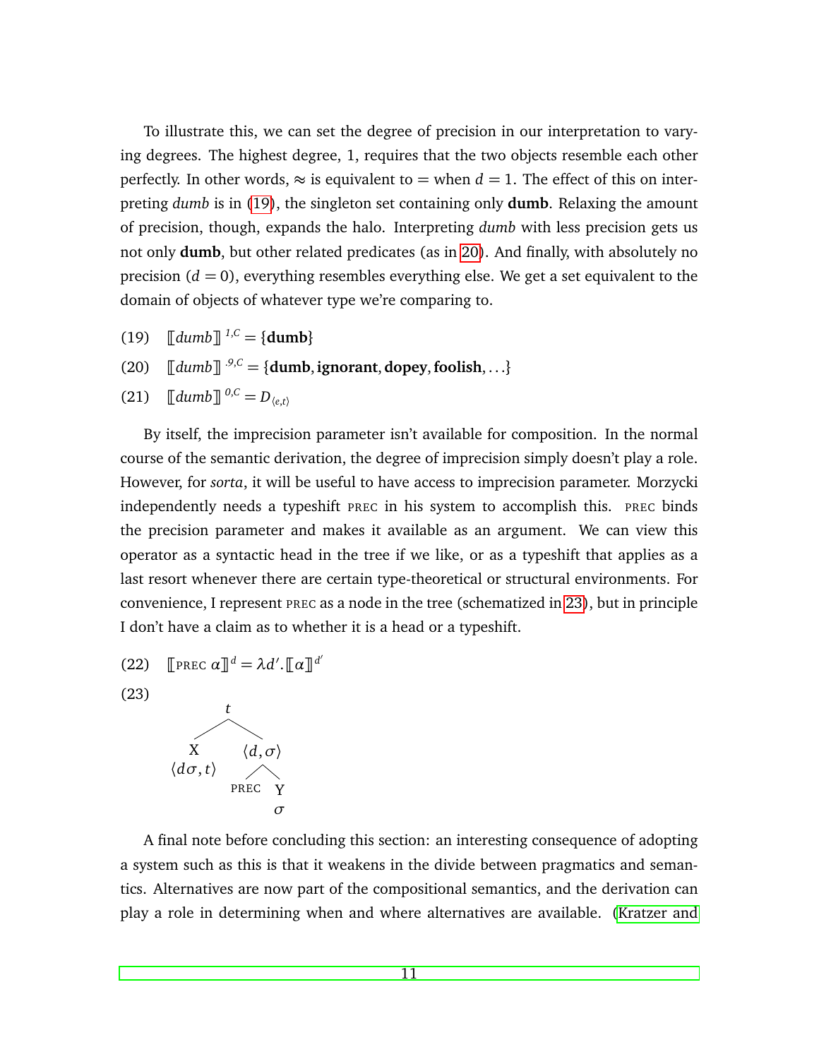To illustrate this, we can set the degree of precision in our interpretation to varying degrees. The highest degree, 1, requires that the two objects resemble each other perfectly. In other words, $\approx$ is equivalent to $=$ when $d = 1$. The effect of this on interpreting *dumb* is in (19), the singleton set containing only **dumb**. Relaxing the amount of precision, though, expands the halo. Interpreting *dumb* with less precision gets us not only **dumb**, but other related predicates (as in 20). And finally, with absolutely no precision ($d = 0$), everything resembles everything else. We get a set equivalent to the domain of objects of whatever type we're comparing to.

(19) $[\![dumb]\!]^{1,C} = \{\textbf{dumb}\}$

(20) $[\![dumb]\!]^{.9,C} = \{\textbf{dumb}, \textbf{ignorant}, \textbf{dopey}, \textbf{foolish}, \ldots\}$

(21) $[\![dumb]\!]^{0,C} = D_{\langle e,t\rangle}$

By itself, the imprecision parameter isn't available for composition. In the normal course of the semantic derivation, the degree of imprecision simply doesn't play a role. However, for *sorta*, it will be useful to have access to imprecision parameter. Morzycki independently needs a typeshift PREC in his system to accomplish this. PREC binds the precision parameter and makes it available as an argument. We can view this operator as a syntactic head in the tree if we like, or as a typeshift that applies as a last resort whenever there are certain type-theoretical or structural environments. For convenience, I represent PREC as a node in the tree (schematized in 23), but in principle I don't have a claim as to whether it is a head or a typeshift.

(22) $[\![\text{PREC } \alpha]\!]^{d} = \lambda d'.[\![\alpha]\!]^{d'}$

(23)

```
            t
          /   \
         X     ⟨d,σ⟩
    ⟨dσ,t⟩     /   \
            PREC    Y
                    σ
```

A final note before concluding this section: an interesting consequence of adopting a system such as this is that it weakens in the divide between pragmatics and semantics. Alternatives are now part of the compositional semantics, and the derivation can play a role in determining when and where alternatives are available. (Kratzer and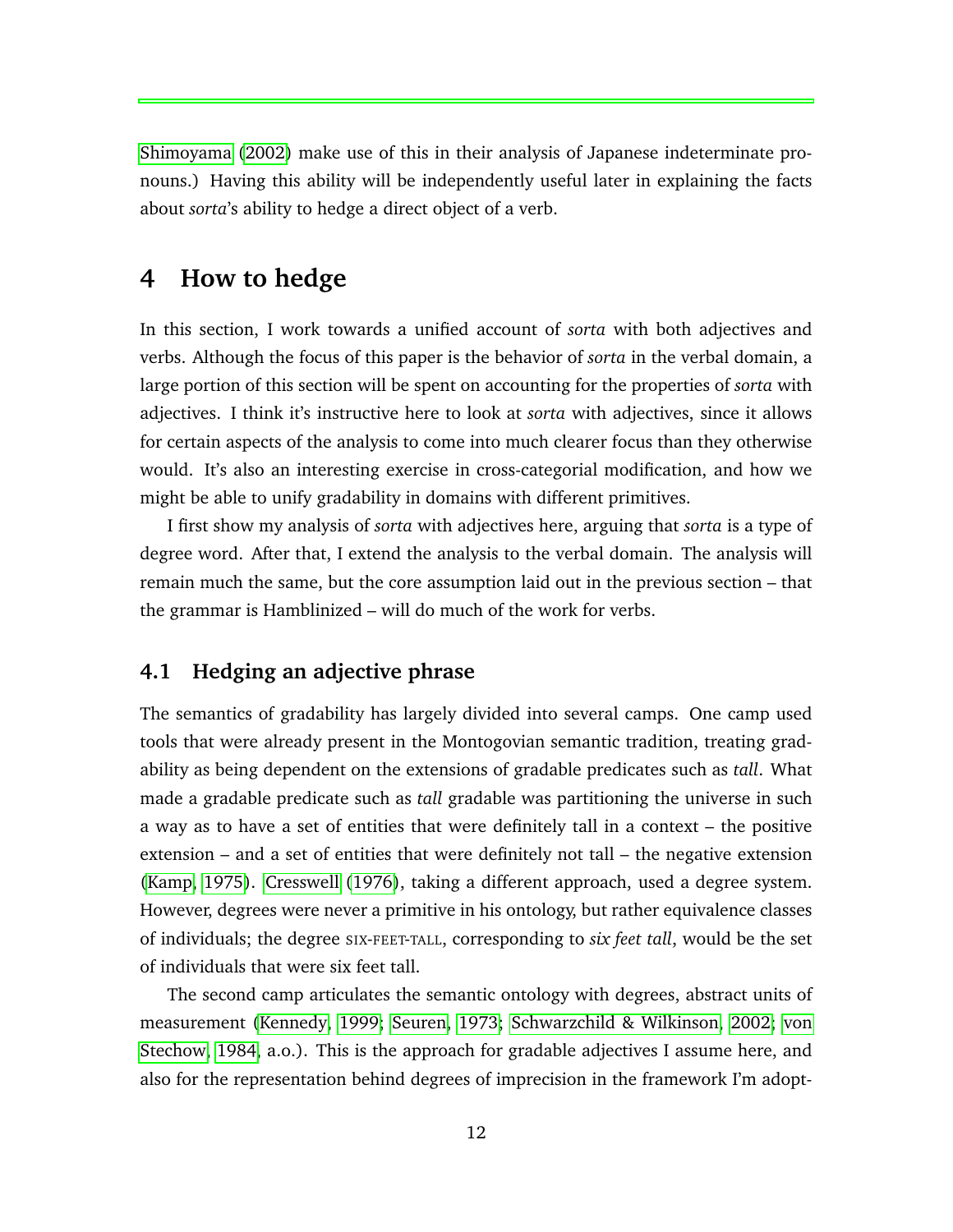Shimoyama (2002) make use of this in their analysis of Japanese indeterminate pronouns.) Having this ability will be independently useful later in explaining the facts about *sorta*'s ability to hedge a direct object of a verb.

# 4 How to hedge

In this section, I work towards a unified account of *sorta* with both adjectives and verbs. Although the focus of this paper is the behavior of *sorta* in the verbal domain, a large portion of this section will be spent on accounting for the properties of *sorta* with adjectives. I think it's instructive here to look at *sorta* with adjectives, since it allows for certain aspects of the analysis to come into much clearer focus than they otherwise would. It's also an interesting exercise in cross-categorial modification, and how we might be able to unify gradability in domains with different primitives.

I first show my analysis of *sorta* with adjectives here, arguing that *sorta* is a type of degree word. After that, I extend the analysis to the verbal domain. The analysis will remain much the same, but the core assumption laid out in the previous section – that the grammar is Hamblinized – will do much of the work for verbs.

## 4.1 Hedging an adjective phrase

The semantics of gradability has largely divided into several camps. One camp used tools that were already present in the Montogovian semantic tradition, treating gradability as being dependent on the extensions of gradable predicates such as *tall*. What made a gradable predicate such as *tall* gradable was partitioning the universe in such a way as to have a set of entities that were definitely tall in a context – the positive extension – and a set of entities that were definitely not tall – the negative extension (Kamp, 1975). Cresswell (1976), taking a different approach, used a degree system. However, degrees were never a primitive in his ontology, but rather equivalence classes of individuals; the degree SIX-FEET-TALL, corresponding to *six feet tall*, would be the set of individuals that were six feet tall.

The second camp articulates the semantic ontology with degrees, abstract units of measurement (Kennedy, 1999; Seuren, 1973; Schwarzchild & Wilkinson, 2002; von Stechow, 1984, a.o.). This is the approach for gradable adjectives I assume here, and also for the representation behind degrees of imprecision in the framework I'm adopt-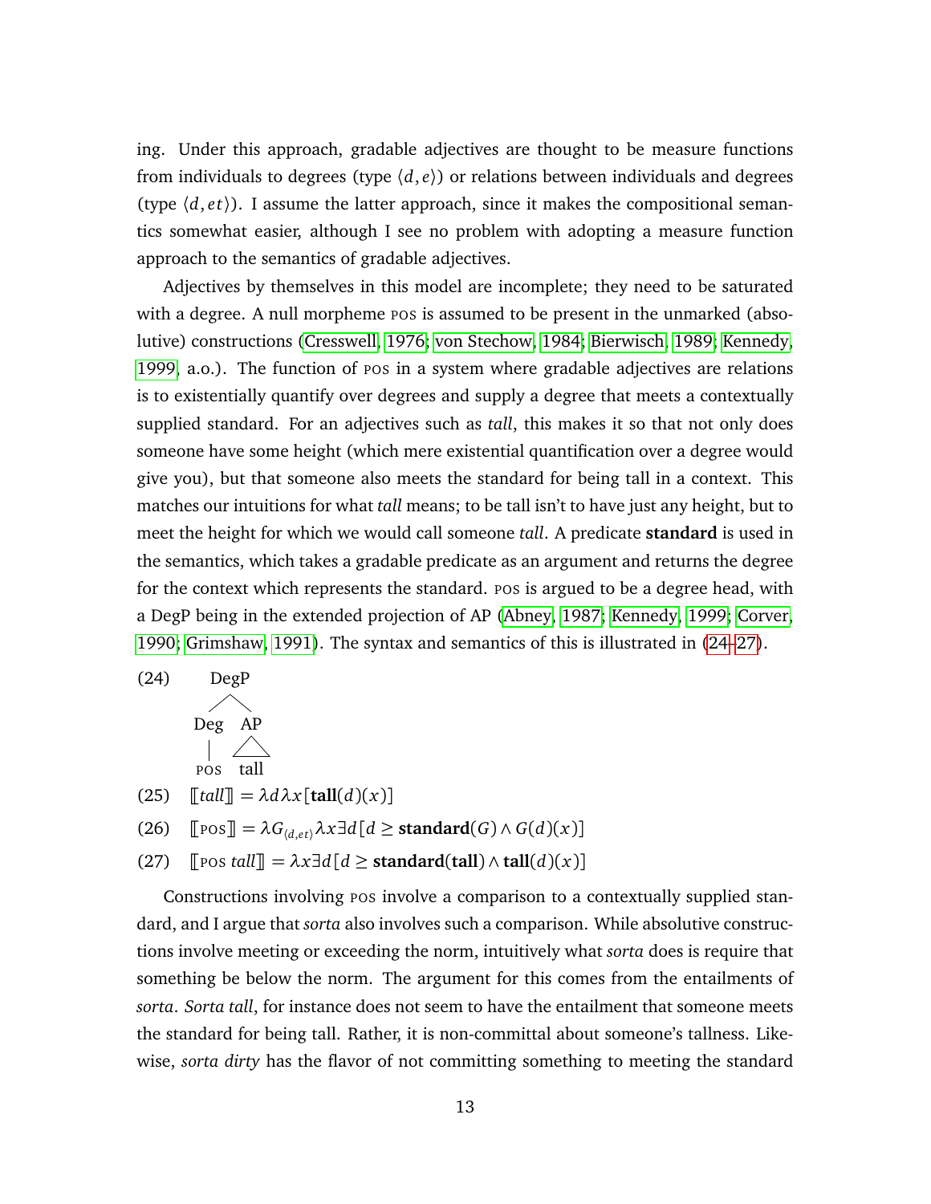ing. Under this approach, gradable adjectives are thought to be measure functions from individuals to degrees (type $\langle d, e \rangle$) or relations between individuals and degrees (type $\langle d, et \rangle$). I assume the latter approach, since it makes the compositional semantics somewhat easier, although I see no problem with adopting a measure function approach to the semantics of gradable adjectives.

Adjectives by themselves in this model are incomplete; they need to be saturated with a degree. A null morpheme POS is assumed to be present in the unmarked (absolutive) constructions (Cresswell, 1976; von Stechow, 1984; Bierwisch, 1989; Kennedy, 1999, a.o.). The function of POS in a system where gradable adjectives are relations is to existentially quantify over degrees and supply a degree that meets a contextually supplied standard. For an adjectives such as *tall*, this makes it so that not only does someone have some height (which mere existential quantification over a degree would give you), but that someone also meets the standard for being tall in a context. This matches our intuitions for what *tall* means; to be tall isn't to have just any height, but to meet the height for which we would call someone *tall*. A predicate **standard** is used in the semantics, which takes a gradable predicate as an argument and returns the degree for the context which represents the standard. POS is argued to be a degree head, with a DegP being in the extended projection of AP (Abney, 1987; Kennedy, 1999; Corver, 1990; Grimshaw, 1991). The syntax and semantics of this is illustrated in (24–27).

(24) [DegP [Deg POS] [AP tall]]

(25) $[\![ tall ]\!] = \lambda d \lambda x [\mathbf{tall}(d)(x)]$

(26) $[\![ \text{POS} ]\!] = \lambda G_{\langle d,et \rangle} \lambda x \exists d [d \geq \mathbf{standard}(G) \wedge G(d)(x)]$

(27) $[\![ \text{POS } tall ]\!] = \lambda x \exists d [d \geq \mathbf{standard}(\mathbf{tall}) \wedge \mathbf{tall}(d)(x)]$

Constructions involving POS involve a comparison to a contextually supplied standard, and I argue that *sorta* also involves such a comparison. While absolutive constructions involve meeting or exceeding the norm, intuitively what *sorta* does is require that something be below the norm. The argument for this comes from the entailments of *sorta*. *Sorta tall*, for instance does not seem to have the entailment that someone meets the standard for being tall. Rather, it is non-committal about someone's tallness. Likewise, *sorta dirty* has the flavor of not committing something to meeting the standard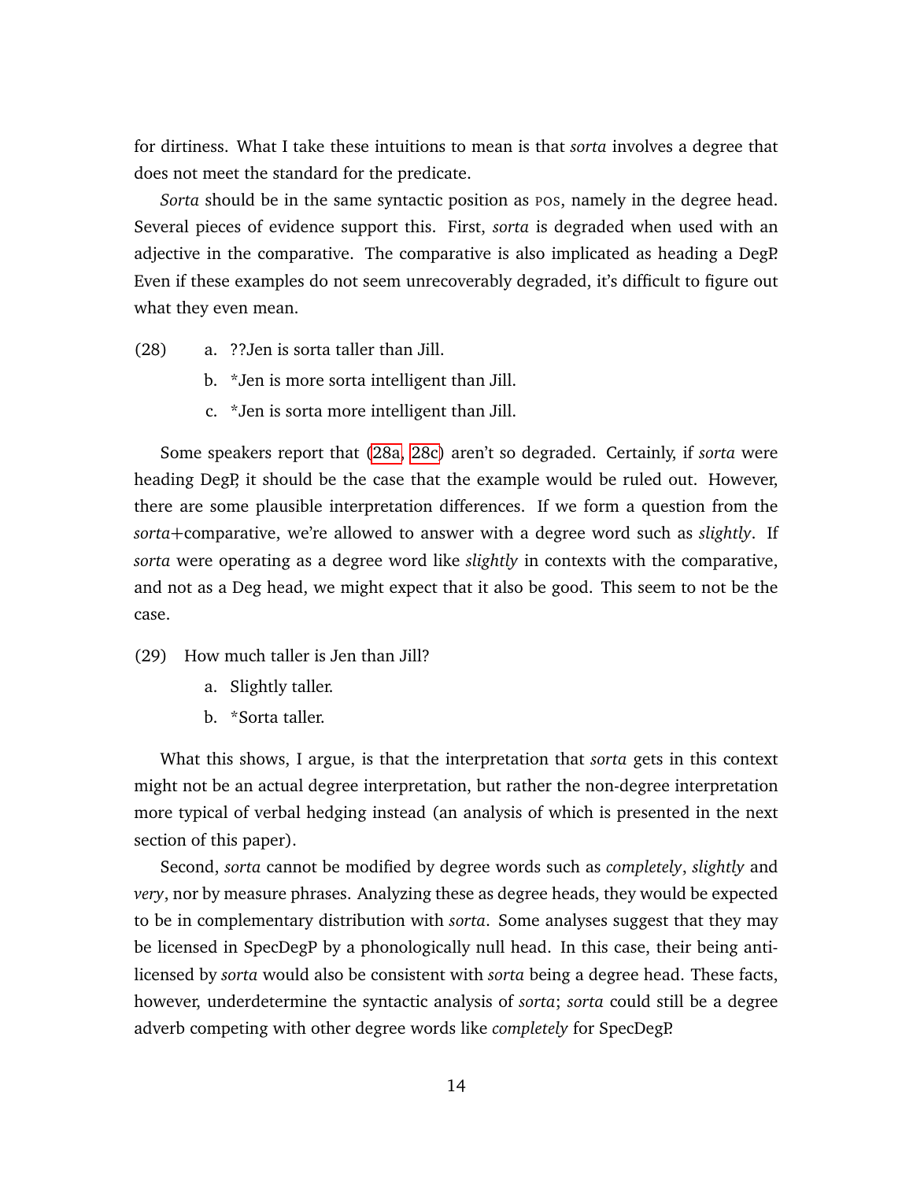for dirtiness. What I take these intuitions to mean is that *sorta* involves a degree that does not meet the standard for the predicate.

*Sorta* should be in the same syntactic position as POS, namely in the degree head. Several pieces of evidence support this. First, *sorta* is degraded when used with an adjective in the comparative. The comparative is also implicated as heading a DegP. Even if these examples do not seem unrecoverably degraded, it's difficult to figure out what they even mean.

(28) a. ??Jen is sorta taller than Jill.
 b. *Jen is more sorta intelligent than Jill.
 c. *Jen is sorta more intelligent than Jill.

Some speakers report that (28a, 28c) aren't so degraded. Certainly, if *sorta* were heading DegP, it should be the case that the example would be ruled out. However, there are some plausible interpretation differences. If we form a question from the *sorta*+comparative, we're allowed to answer with a degree word such as *slightly*. If *sorta* were operating as a degree word like *slightly* in contexts with the comparative, and not as a Deg head, we might expect that it also be good. This seem to not be the case.

(29) How much taller is Jen than Jill?
 a. Slightly taller.
 b. *Sorta taller.

What this shows, I argue, is that the interpretation that *sorta* gets in this context might not be an actual degree interpretation, but rather the non-degree interpretation more typical of verbal hedging instead (an analysis of which is presented in the next section of this paper).

Second, *sorta* cannot be modified by degree words such as *completely*, *slightly* and *very*, nor by measure phrases. Analyzing these as degree heads, they would be expected to be in complementary distribution with *sorta*. Some analyses suggest that they may be licensed in SpecDegP by a phonologically null head. In this case, their being anti-licensed by *sorta* would also be consistent with *sorta* being a degree head. These facts, however, underdetermine the syntactic analysis of *sorta*; *sorta* could still be a degree adverb competing with other degree words like *completely* for SpecDegP.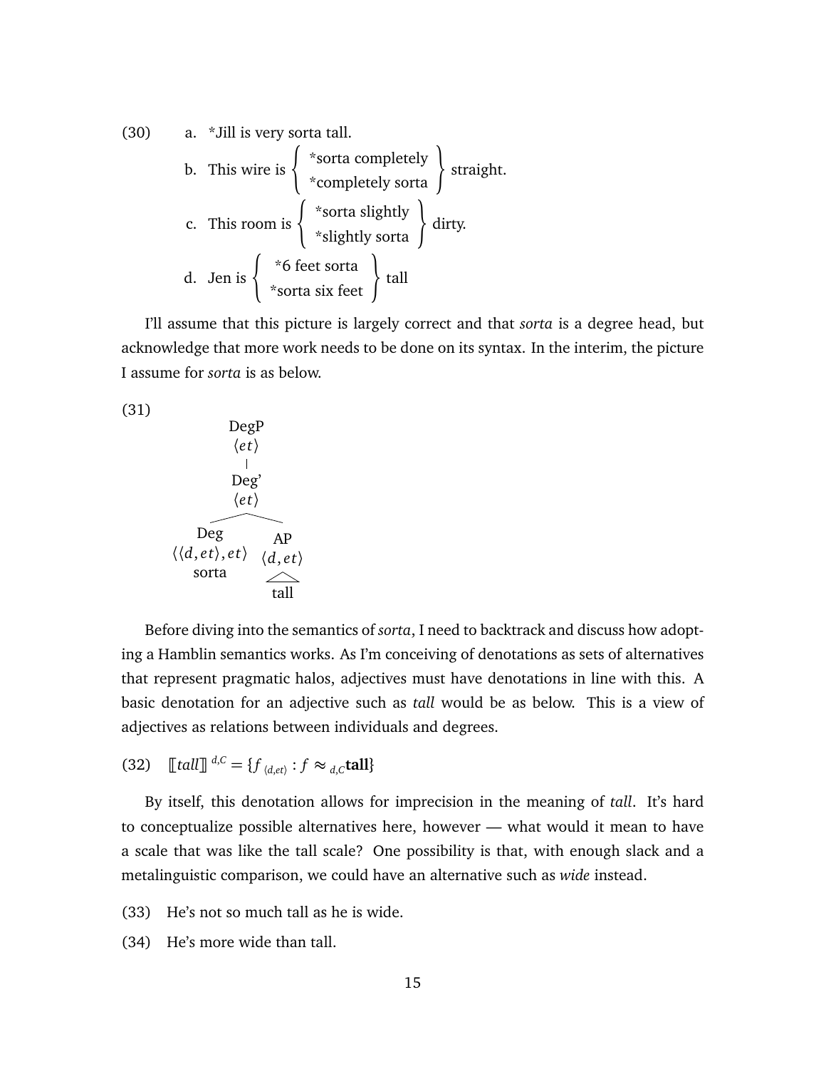(30) a. *Jill is very sorta tall.

b. This wire is { *sorta completely / *completely sorta } straight.

c. This room is { *sorta slightly / *slightly sorta } dirty.

d. Jen is { *6 feet sorta / *sorta six feet } tall

I'll assume that this picture is largely correct and that *sorta* is a degree head, but acknowledge that more work needs to be done on its syntax. In the interim, the picture I assume for *sorta* is as below.

(31)

```
            DegP
            ⟨et⟩
             |
            Deg'
            ⟨et⟩
         /        \
      Deg           AP
  ⟨⟨d,et⟩,et⟩     ⟨d,et⟩
     sorta          /\
                   tall
```

Before diving into the semantics of *sorta*, I need to backtrack and discuss how adopting a Hamblin semantics works. As I'm conceiving of denotations as sets of alternatives that represent pragmatic halos, adjectives must have denotations in line with this. A basic denotation for an adjective such as *tall* would be as below. This is a view of adjectives as relations between individuals and degrees.

(32) $[\![tall]\!]^{d,C} = \{f_{\langle d,et\rangle} : f \approx_{d,C} \textbf{tall}\}$

By itself, this denotation allows for imprecision in the meaning of *tall*. It's hard to conceptualize possible alternatives here, however — what would it mean to have a scale that was like the tall scale? One possibility is that, with enough slack and a metalinguistic comparison, we could have an alternative such as *wide* instead.

(33) He's not so much tall as he is wide.

(34) He's more wide than tall.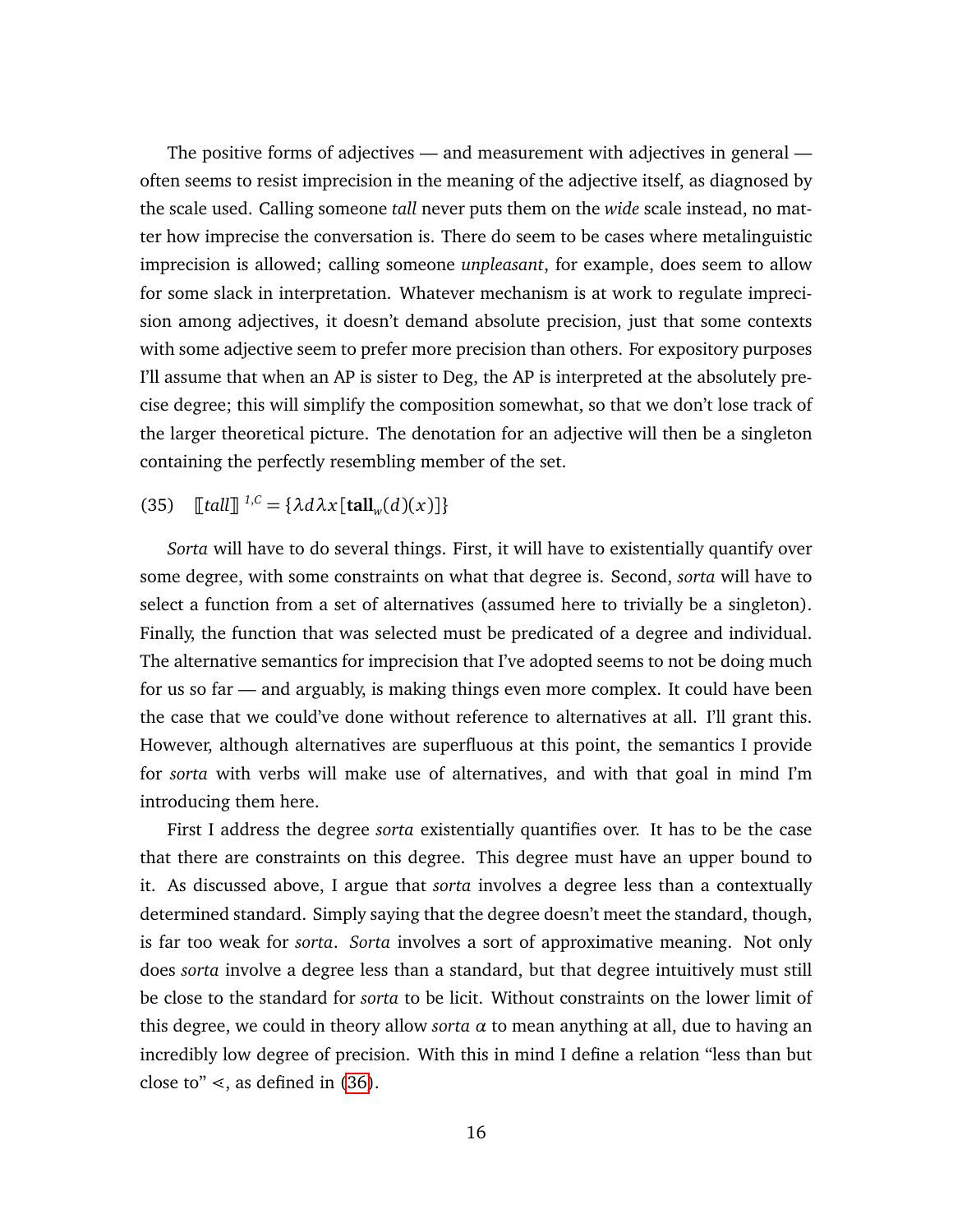The positive forms of adjectives — and measurement with adjectives in general — often seems to resist imprecision in the meaning of the adjective itself, as diagnosed by the scale used. Calling someone *tall* never puts them on the *wide* scale instead, no matter how imprecise the conversation is. There do seem to be cases where metalinguistic imprecision is allowed; calling someone *unpleasant*, for example, does seem to allow for some slack in interpretation. Whatever mechanism is at work to regulate imprecision among adjectives, it doesn't demand absolute precision, just that some contexts with some adjective seem to prefer more precision than others. For expository purposes I'll assume that when an AP is sister to Deg, the AP is interpreted at the absolutely precise degree; this will simplify the composition somewhat, so that we don't lose track of the larger theoretical picture. The denotation for an adjective will then be a singleton containing the perfectly resembling member of the set.

(35) $[\![tall]\!]^{1,C} = \{\lambda d \lambda x[\mathbf{tall}_w(d)(x)]\}$

*Sorta* will have to do several things. First, it will have to existentially quantify over some degree, with some constraints on what that degree is. Second, *sorta* will have to select a function from a set of alternatives (assumed here to trivially be a singleton). Finally, the function that was selected must be predicated of a degree and individual. The alternative semantics for imprecision that I've adopted seems to not be doing much for us so far — and arguably, is making things even more complex. It could have been the case that we could've done without reference to alternatives at all. I'll grant this. However, although alternatives are superfluous at this point, the semantics I provide for *sorta* with verbs will make use of alternatives, and with that goal in mind I'm introducing them here.

First I address the degree *sorta* existentially quantifies over. It has to be the case that there are constraints on this degree. This degree must have an upper bound to it. As discussed above, I argue that *sorta* involves a degree less than a contextually determined standard. Simply saying that the degree doesn't meet the standard, though, is far too weak for *sorta*. *Sorta* involves a sort of approximative meaning. Not only does *sorta* involve a degree less than a standard, but that degree intuitively must still be close to the standard for *sorta* to be licit. Without constraints on the lower limit of this degree, we could in theory allow *sorta* $\alpha$ to mean anything at all, due to having an incredibly low degree of precision. With this in mind I define a relation "less than but close to" $\lessdot$, as defined in (36).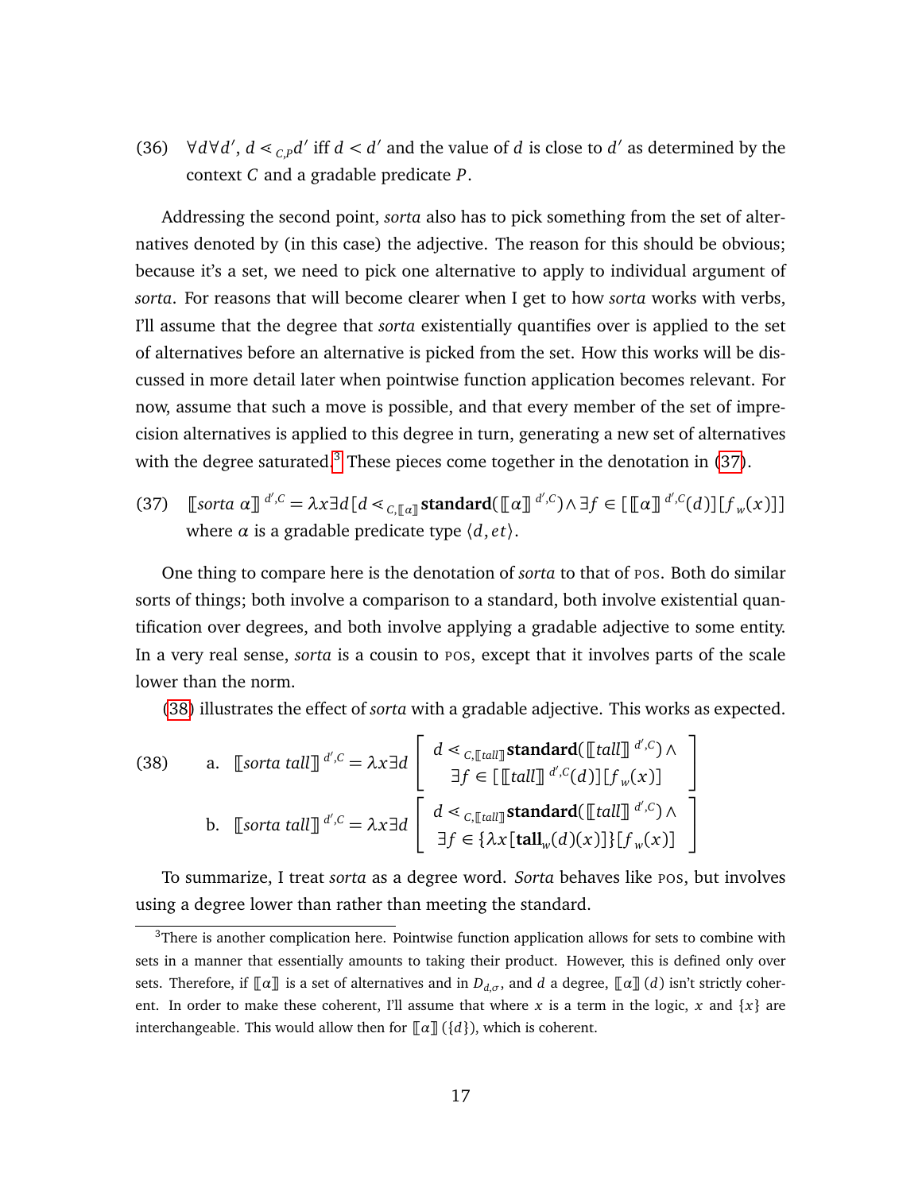(36) $\forall d \forall d'$, $d \lessdot_{C,P} d'$ iff $d < d'$ and the value of $d$ is close to $d'$ as determined by the context $C$ and a gradable predicate $P$.

Addressing the second point, *sorta* also has to pick something from the set of alternatives denoted by (in this case) the adjective. The reason for this should be obvious; because it's a set, we need to pick one alternative to apply to individual argument of *sorta*. For reasons that will become clearer when I get to how *sorta* works with verbs, I'll assume that the degree that *sorta* existentially quantifies over is applied to the set of alternatives before an alternative is picked from the set. How this works will be discussed in more detail later when pointwise function application becomes relevant. For now, assume that such a move is possible, and that every member of the set of imprecision alternatives is applied to this degree in turn, generating a new set of alternatives with the degree saturated.[3] These pieces come together in the denotation in (37).

(37) $[\![\textit{sorta } \alpha]\!]^{d',C} = \lambda x \exists d [d \lessdot_{C,[\![\alpha]\!]} \mathbf{standard}([\![\alpha]\!]^{d',C}) \wedge \exists f \in [[\![\alpha]\!]^{d',C}(d)][f_w(x)]]$ where $\alpha$ is a gradable predicate type $\langle d, et \rangle$.

One thing to compare here is the denotation of *sorta* to that of POS. Both do similar sorts of things; both involve a comparison to a standard, both involve existential quantification over degrees, and both involve applying a gradable adjective to some entity. In a very real sense, *sorta* is a cousin to POS, except that it involves parts of the scale lower than the norm.

(38) illustrates the effect of *sorta* with a gradable adjective. This works as expected.

(38) a. $[\![\textit{sorta tall}]\!]^{d',C} = \lambda x \exists d \left[ \begin{array}{c} d \lessdot_{C,[\![tall]\!]} \mathbf{standard}([\![tall]\!]^{d',C}) \wedge \\ \exists f \in [[\![tall]\!]^{d',C}(d)][f_w(x)] \end{array} \right]$

b. $[\![\textit{sorta tall}]\!]^{d',C} = \lambda x \exists d \left[ \begin{array}{c} d \lessdot_{C,[\![tall]\!]} \mathbf{standard}([\![tall]\!]^{d',C}) \wedge \\ \exists f \in \{\lambda x [\mathbf{tall}_w(d)(x)]\}[f_w(x)] \end{array} \right]$

To summarize, I treat *sorta* as a degree word. *Sorta* behaves like POS, but involves using a degree lower than rather than meeting the standard.

[3] There is another complication here. Pointwise function application allows for sets to combine with sets in a manner that essentially amounts to taking their product. However, this is defined only over sets. Therefore, if $[\![\alpha]\!]$ is a set of alternatives and in $D_{d,\sigma}$, and $d$ a degree, $[\![\alpha]\!](d)$ isn't strictly coherent. In order to make these coherent, I'll assume that where $x$ is a term in the logic, $x$ and $\{x\}$ are interchangeable. This would allow then for $[\![\alpha]\!](\{d\})$, which is coherent.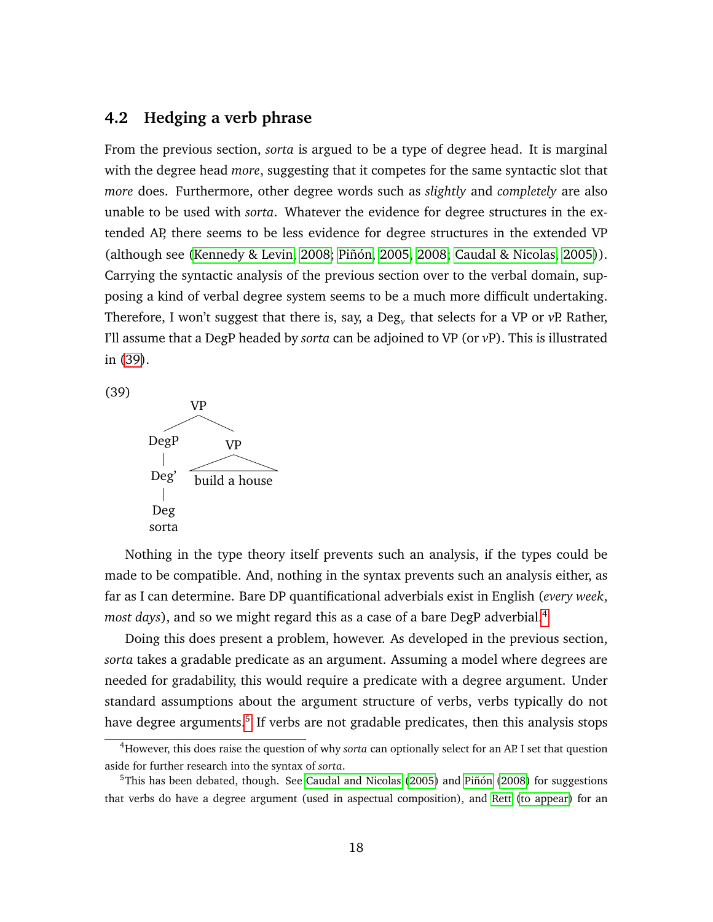## 4.2 Hedging a verb phrase

From the previous section, *sorta* is argued to be a type of degree head. It is marginal with the degree head *more*, suggesting that it competes for the same syntactic slot that *more* does. Furthermore, other degree words such as *slightly* and *completely* are also unable to be used with *sorta*. Whatever the evidence for degree structures in the extended AP, there seems to be less evidence for degree structures in the extended VP (although see (Kennedy & Levin, 2008; Piñón, 2005, 2008; Caudal & Nicolas, 2005)). Carrying the syntactic analysis of the previous section over to the verbal domain, supposing a kind of verbal degree system seems to be a much more difficult undertaking. Therefore, I won't suggest that there is, say, a $\mathrm{Deg}_v$ that selects for a VP or *v*P. Rather, I'll assume that a DegP headed by *sorta* can be adjoined to VP (or *v*P). This is illustrated in (39).

(39)

```
            VP
          /    \
      DegP      VP
        |      /\
      Deg'   build a house
        |
       Deg
      sorta
```

Nothing in the type theory itself prevents such an analysis, if the types could be made to be compatible. And, nothing in the syntax prevents such an analysis either, as far as I can determine. Bare DP quantificational adverbials exist in English (*every week*, *most days*), and so we might regard this as a case of a bare DegP adverbial.[4]

Doing this does present a problem, however. As developed in the previous section, *sorta* takes a gradable predicate as an argument. Assuming a model where degrees are needed for gradability, this would require a predicate with a degree argument. Under standard assumptions about the argument structure of verbs, verbs typically do not have degree arguments.[5] If verbs are not gradable predicates, then this analysis stops

---

[4]However, this does raise the question of why *sorta* can optionally select for an AP. I set that question aside for further research into the syntax of *sorta*.

[5]This has been debated, though. See Caudal and Nicolas (2005) and Piñón (2008) for suggestions that verbs do have a degree argument (used in aspectual composition), and Rett (to appear) for an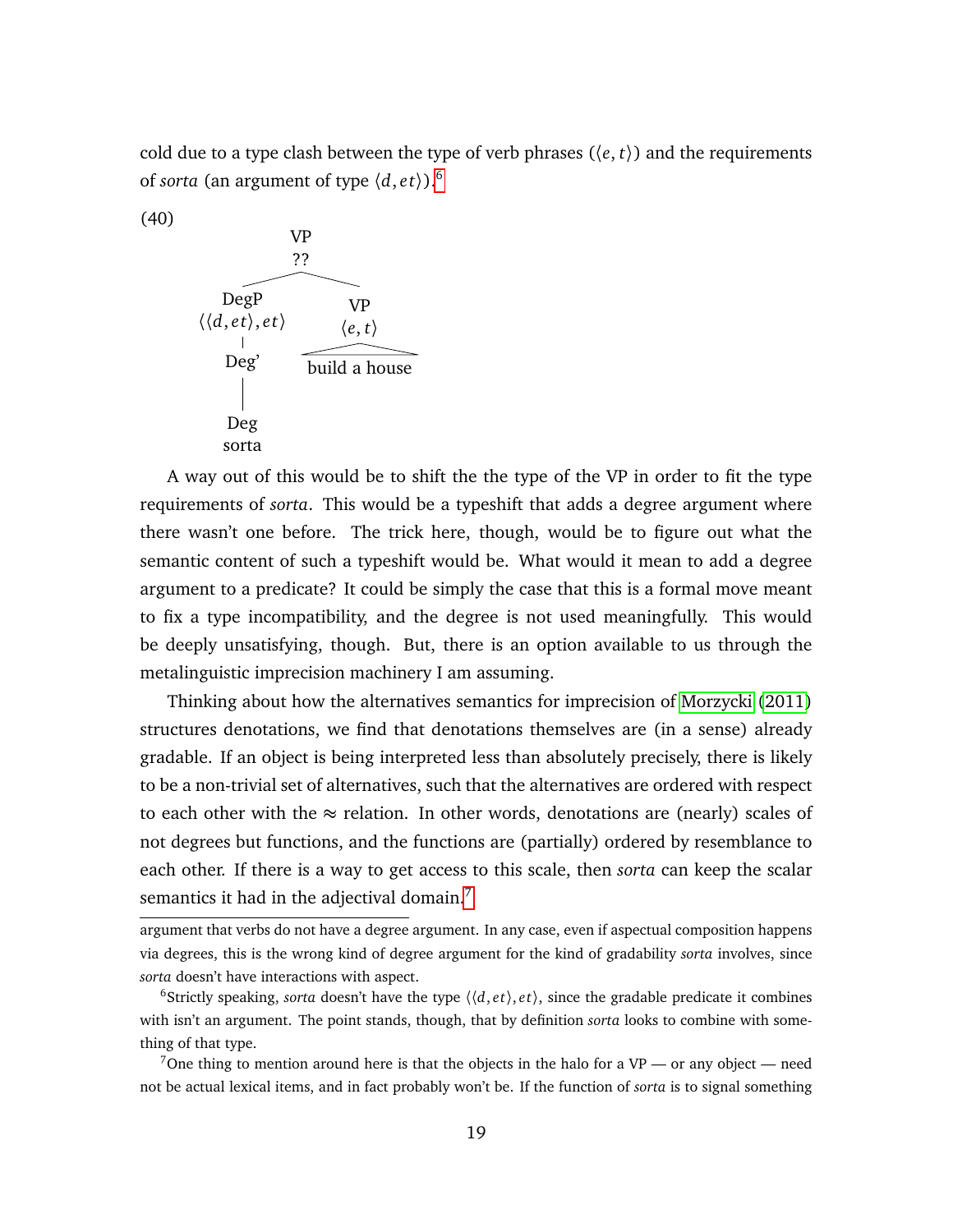cold due to a type clash between the type of verb phrases ($\langle e,t \rangle$) and the requirements of *sorta* (an argument of type $\langle d, et \rangle$).[6]

(40)

```
                VP
                ??
          /           \
       DegP            VP
 ⟨⟨d,et⟩,et⟩          ⟨e,t⟩
        |         build a house
       Deg'
        |
       Deg
      sorta
```

A way out of this would be to shift the the type of the VP in order to fit the type requirements of *sorta*. This would be a typeshift that adds a degree argument where there wasn't one before. The trick here, though, would be to figure out what the semantic content of such a typeshift would be. What would it mean to add a degree argument to a predicate? It could be simply the case that this is a formal move meant to fix a type incompatibility, and the degree is not used meaningfully. This would be deeply unsatisfying, though. But, there is an option available to us through the metalinguistic imprecision machinery I am assuming.

Thinking about how the alternatives semantics for imprecision of Morzycki (2011) structures denotations, we find that denotations themselves are (in a sense) already gradable. If an object is being interpreted less than absolutely precisely, there is likely to be a non-trivial set of alternatives, such that the alternatives are ordered with respect to each other with the $\approx$ relation. In other words, denotations are (nearly) scales of not degrees but functions, and the functions are (partially) ordered by resemblance to each other. If there is a way to get access to this scale, then *sorta* can keep the scalar semantics it had in the adjectival domain.[7]

---

argument that verbs do not have a degree argument. In any case, even if aspectual composition happens via degrees, this is the wrong kind of degree argument for the kind of gradability *sorta* involves, since *sorta* doesn't have interactions with aspect.

[6]Strictly speaking, *sorta* doesn't have the type $\langle\langle d, et \rangle, et \rangle$, since the gradable predicate it combines with isn't an argument. The point stands, though, that by definition *sorta* looks to combine with something of that type.

[7]One thing to mention around here is that the objects in the halo for a VP — or any object — need not be actual lexical items, and in fact probably won't be. If the function of *sorta* is to signal something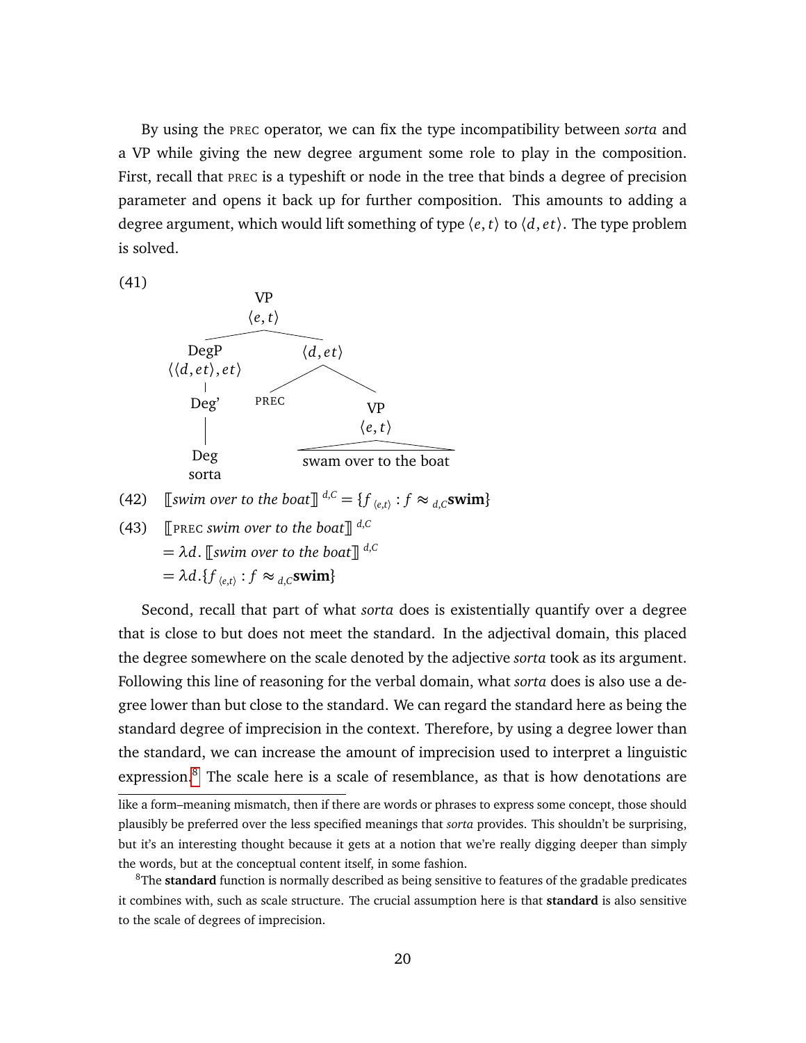By using the PREC operator, we can fix the type incompatibility between *sorta* and a VP while giving the new degree argument some role to play in the composition. First, recall that PREC is a typeshift or node in the tree that binds a degree of precision parameter and opens it back up for further composition. This amounts to adding a degree argument, which would lift something of type $\langle e,t\rangle$ to $\langle d, et\rangle$. The type problem is solved.

(41)

```
                    VP
                  <e,t>
           _______|_______
          |               |
        DegP            <d,et>
   <<d,et>,et>        ____|____
          |          |         |
        Deg'        PREC       VP
          |                  <e,t>
         Deg          swam over to the boat
        sorta
```

(42) $[\![\textit{swim over to the boat}]\!]^{d,C} = \{f_{\langle e,t\rangle} : f \approx_{d,C} \textbf{swim}\}$

(43) $[\![\text{PREC } \textit{swim over to the boat}]\!]^{d,C}$
$= \lambda d. [\![\textit{swim over to the boat}]\!]^{d,C}$
$= \lambda d. \{f_{\langle e,t\rangle} : f \approx_{d,C} \textbf{swim}\}$

Second, recall that part of what *sorta* does is existentially quantify over a degree that is close to but does not meet the standard. In the adjectival domain, this placed the degree somewhere on the scale denoted by the adjective *sorta* took as its argument. Following this line of reasoning for the verbal domain, what *sorta* does is also use a degree lower than but close to the standard. We can regard the standard here as being the standard degree of imprecision in the context. Therefore, by using a degree lower than the standard, we can increase the amount of imprecision used to interpret a linguistic expression.[8] The scale here is a scale of resemblance, as that is how denotations are

like a form–meaning mismatch, then if there are words or phrases to express some concept, those should plausibly be preferred over the less specified meanings that *sorta* provides. This shouldn't be surprising, but it's an interesting thought because it gets at a notion that we're really digging deeper than simply the words, but at the conceptual content itself, in some fashion.

[8]The **standard** function is normally described as being sensitive to features of the gradable predicates it combines with, such as scale structure. The crucial assumption here is that **standard** is also sensitive to the scale of degrees of imprecision.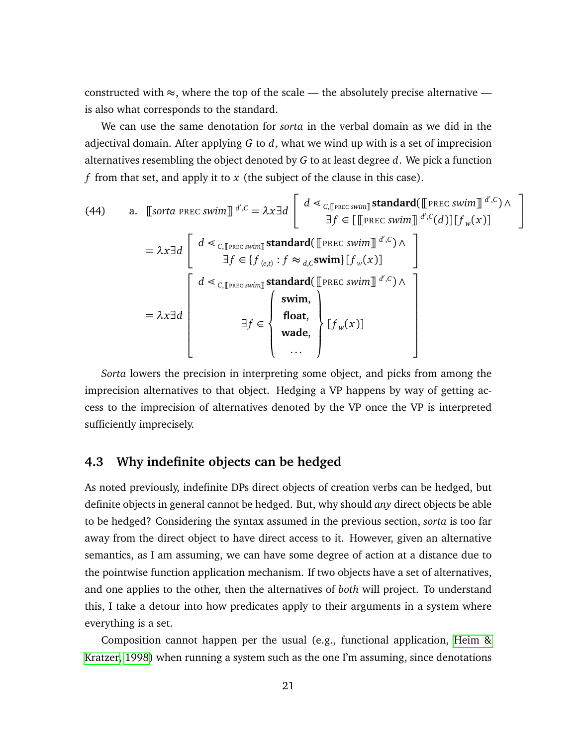constructed with $\approx$, where the top of the scale — the absolutely precise alternative — is also what corresponds to the standard.

We can use the same denotation for *sorta* in the verbal domain as we did in the adjectival domain. After applying $G$ to $d$, what we wind up with is a set of imprecision alternatives resembling the object denoted by $G$ to at least degree $d$. We pick a function $f$ from that set, and apply it to $x$ (the subject of the clause in this case).

(44) a. $$[\![\textit{sorta}\ \textsc{prec}\ \textit{swim}]\!]^{d',C} = \lambda x \exists d \left[ \begin{array}{c} d \lessdot_{C,[\![\textsc{prec}\ \textit{swim}]\!]} \textbf{standard}([\![\textsc{prec}\ \textit{swim}]\!]^{d',C}) \wedge \\ \exists f \in [[\![\textsc{prec}\ \textit{swim}]\!]^{d',C}(d)][f_w(x)] \end{array} \right]$$

$$= \lambda x \exists d \left[ \begin{array}{c} d \lessdot_{C,[\![\textsc{prec}\ \textit{swim}]\!]} \textbf{standard}([\![\textsc{prec}\ \textit{swim}]\!]^{d',C}) \wedge \\ \exists f \in \{f_{\langle e,t \rangle} : f \approx_{d,C} \textbf{swim}\}[f_w(x)] \end{array} \right]$$

$$= \lambda x \exists d \left[ \begin{array}{c} d \lessdot_{C,[\![\textsc{prec}\ \textit{swim}]\!]} \textbf{standard}([\![\textsc{prec}\ \textit{swim}]\!]^{d',C}) \wedge \\ \exists f \in \left\{ \begin{array}{c} \textbf{swim}, \\ \textbf{float}, \\ \textbf{wade}, \\ \ldots \end{array} \right\} [f_w(x)] \end{array} \right]$$

*Sorta* lowers the precision in interpreting some object, and picks from among the imprecision alternatives to that object. Hedging a VP happens by way of getting access to the imprecision of alternatives denoted by the VP once the VP is interpreted sufficiently imprecisely.

## 4.3 Why indefinite objects can be hedged

As noted previously, indefinite DPs direct objects of creation verbs can be hedged, but definite objects in general cannot be hedged. But, why should *any* direct objects be able to be hedged? Considering the syntax assumed in the previous section, *sorta* is too far away from the direct object to have direct access to it. However, given an alternative semantics, as I am assuming, we can have some degree of action at a distance due to the pointwise function application mechanism. If two objects have a set of alternatives, and one applies to the other, then the alternatives of *both* will project. To understand this, I take a detour into how predicates apply to their arguments in a system where everything is a set.

Composition cannot happen per the usual (e.g., functional application, Heim & Kratzer, 1998) when running a system such as the one I'm assuming, since denotations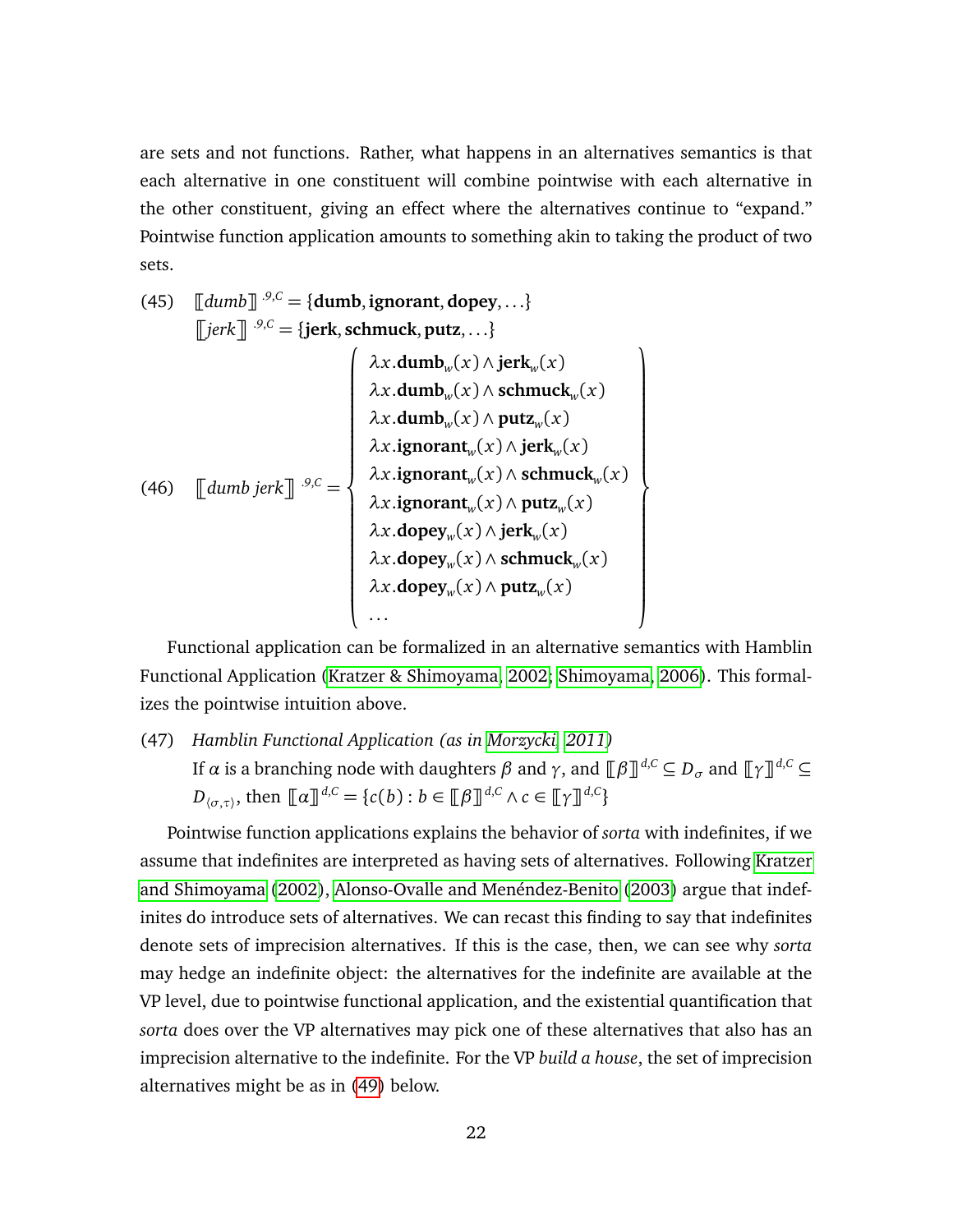are sets and not functions. Rather, what happens in an alternatives semantics is that each alternative in one constituent will combine pointwise with each alternative in the other constituent, giving an effect where the alternatives continue to "expand." Pointwise function application amounts to something akin to taking the product of two sets.

(45) $[\![dumb]\!]^{.9,C} = \{\textbf{dumb}, \textbf{ignorant}, \textbf{dopey}, \ldots\}$
$[\![jerk]\!]^{.9,C} = \{\textbf{jerk}, \textbf{schmuck}, \textbf{putz}, \ldots\}$

(46)
$$[\![dumb\ jerk]\!]^{.9,C} = \left\{ \begin{array}{l} \lambda x.\textbf{dumb}_w(x) \wedge \textbf{jerk}_w(x) \\ \lambda x.\textbf{dumb}_w(x) \wedge \textbf{schmuck}_w(x) \\ \lambda x.\textbf{dumb}_w(x) \wedge \textbf{putz}_w(x) \\ \lambda x.\textbf{ignorant}_w(x) \wedge \textbf{jerk}_w(x) \\ \lambda x.\textbf{ignorant}_w(x) \wedge \textbf{schmuck}_w(x) \\ \lambda x.\textbf{ignorant}_w(x) \wedge \textbf{putz}_w(x) \\ \lambda x.\textbf{dopey}_w(x) \wedge \textbf{jerk}_w(x) \\ \lambda x.\textbf{dopey}_w(x) \wedge \textbf{schmuck}_w(x) \\ \lambda x.\textbf{dopey}_w(x) \wedge \textbf{putz}_w(x) \\ \ldots \end{array} \right\}$$

Functional application can be formalized in an alternative semantics with Hamblin Functional Application (Kratzer & Shimoyama, 2002; Shimoyama, 2006). This formalizes the pointwise intuition above.

(47) *Hamblin Functional Application (as in Morzycki, 2011)*
If $\alpha$ is a branching node with daughters $\beta$ and $\gamma$, and $[\![\beta]\!]^{d,C} \subseteq D_\sigma$ and $[\![\gamma]\!]^{d,C} \subseteq D_{\langle\sigma,\tau\rangle}$, then $[\![\alpha]\!]^{d,C} = \{c(b) : b \in [\![\beta]\!]^{d,C} \wedge c \in [\![\gamma]\!]^{d,C}\}$

Pointwise function applications explains the behavior of *sorta* with indefinites, if we assume that indefinites are interpreted as having sets of alternatives. Following Kratzer and Shimoyama (2002), Alonso-Ovalle and Menéndez-Benito (2003) argue that indefinites do introduce sets of alternatives. We can recast this finding to say that indefinites denote sets of imprecision alternatives. If this is the case, then, we can see why *sorta* may hedge an indefinite object: the alternatives for the indefinite are available at the VP level, due to pointwise functional application, and the existential quantification that *sorta* does over the VP alternatives may pick one of these alternatives that also has an imprecision alternative to the indefinite. For the VP *build a house*, the set of imprecision alternatives might be as in (49) below.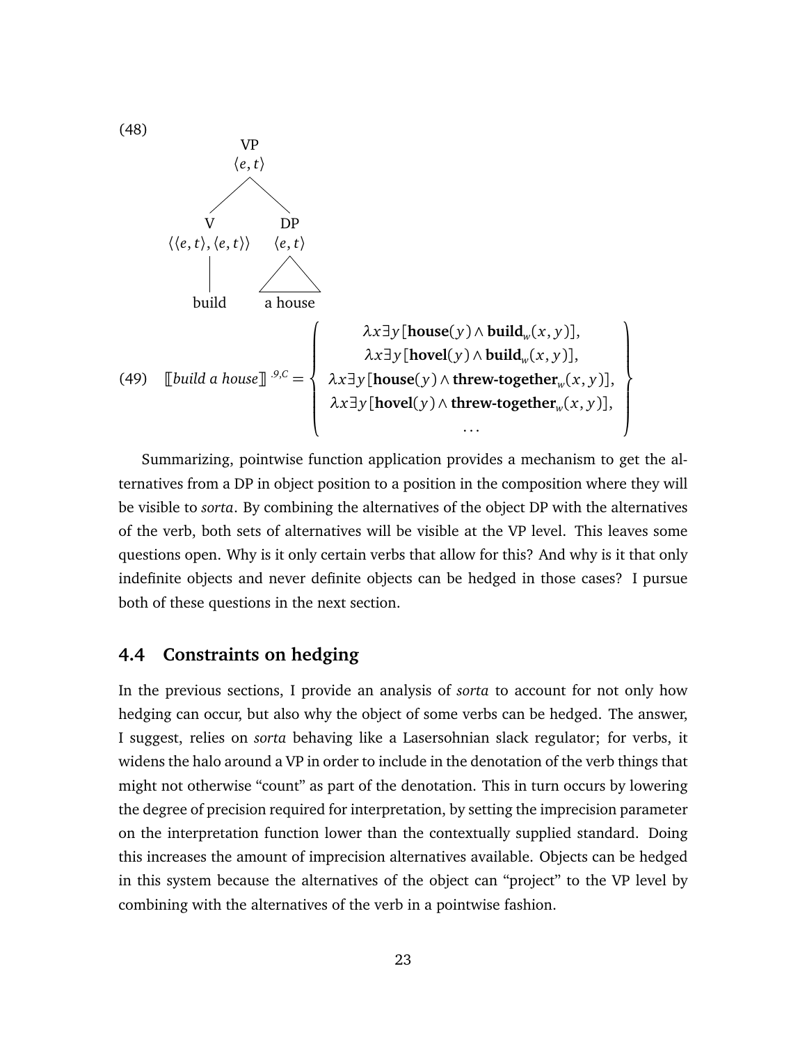(48)

```
              VP
            ⟨e,t⟩
           /     \
         V         DP
⟨⟨e,t⟩,⟨e,t⟩⟩    ⟨e,t⟩
        |          /\
      build     a house
```

(49) $$[\![\textit{build a house}]\!]^{.9,C} = \left\{ \begin{array}{c} \lambda x \exists y[\mathbf{house}(y) \wedge \mathbf{build}_w(x,y)], \\ \lambda x \exists y[\mathbf{hovel}(y) \wedge \mathbf{build}_w(x,y)], \\ \lambda x \exists y[\mathbf{house}(y) \wedge \mathbf{threw\text{-}together}_w(x,y)], \\ \lambda x \exists y[\mathbf{hovel}(y) \wedge \mathbf{threw\text{-}together}_w(x,y)], \\ \ldots \end{array} \right\}$$

Summarizing, pointwise function application provides a mechanism to get the alternatives from a DP in object position to a position in the composition where they will be visible to *sorta*. By combining the alternatives of the object DP with the alternatives of the verb, both sets of alternatives will be visible at the VP level. This leaves some questions open. Why is it only certain verbs that allow for this? And why is it that only indefinite objects and never definite objects can be hedged in those cases? I pursue both of these questions in the next section.

## 4.4 Constraints on hedging

In the previous sections, I provide an analysis of *sorta* to account for not only how hedging can occur, but also why the object of some verbs can be hedged. The answer, I suggest, relies on *sorta* behaving like a Lasersohnian slack regulator; for verbs, it widens the halo around a VP in order to include in the denotation of the verb things that might not otherwise "count" as part of the denotation. This in turn occurs by lowering the degree of precision required for interpretation, by setting the imprecision parameter on the interpretation function lower than the contextually supplied standard. Doing this increases the amount of imprecision alternatives available. Objects can be hedged in this system because the alternatives of the object can "project" to the VP level by combining with the alternatives of the verb in a pointwise fashion.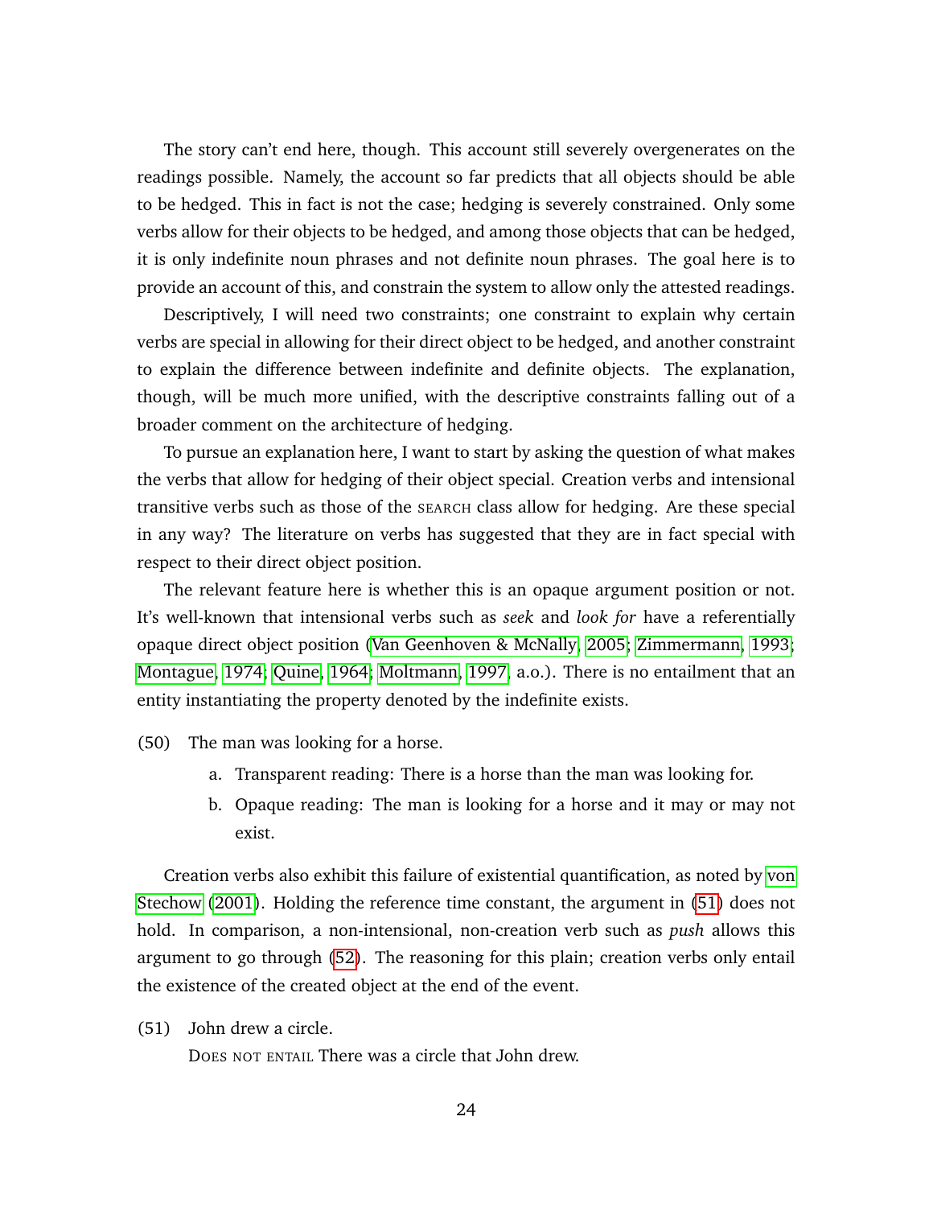The story can't end here, though. This account still severely overgenerates on the readings possible. Namely, the account so far predicts that all objects should be able to be hedged. This in fact is not the case; hedging is severely constrained. Only some verbs allow for their objects to be hedged, and among those objects that can be hedged, it is only indefinite noun phrases and not definite noun phrases. The goal here is to provide an account of this, and constrain the system to allow only the attested readings.

Descriptively, I will need two constraints; one constraint to explain why certain verbs are special in allowing for their direct object to be hedged, and another constraint to explain the difference between indefinite and definite objects. The explanation, though, will be much more unified, with the descriptive constraints falling out of a broader comment on the architecture of hedging.

To pursue an explanation here, I want to start by asking the question of what makes the verbs that allow for hedging of their object special. Creation verbs and intensional transitive verbs such as those of the SEARCH class allow for hedging. Are these special in any way? The literature on verbs has suggested that they are in fact special with respect to their direct object position.

The relevant feature here is whether this is an opaque argument position or not. It's well-known that intensional verbs such as *seek* and *look for* have a referentially opaque direct object position (Van Geenhoven & McNally, 2005; Zimmermann, 1993; Montague, 1974; Quine, 1964; Moltmann, 1997, a.o.). There is no entailment that an entity instantiating the property denoted by the indefinite exists.

(50) The man was looking for a horse.

  a. Transparent reading: There is a horse than the man was looking for.

  b. Opaque reading: The man is looking for a horse and it may or may not exist.

Creation verbs also exhibit this failure of existential quantification, as noted by von Stechow (2001). Holding the reference time constant, the argument in (51) does not hold. In comparison, a non-intensional, non-creation verb such as *push* allows this argument to go through (52). The reasoning for this plain; creation verbs only entail the existence of the created object at the end of the event.

(51) John drew a circle.
  DOES NOT ENTAIL There was a circle that John drew.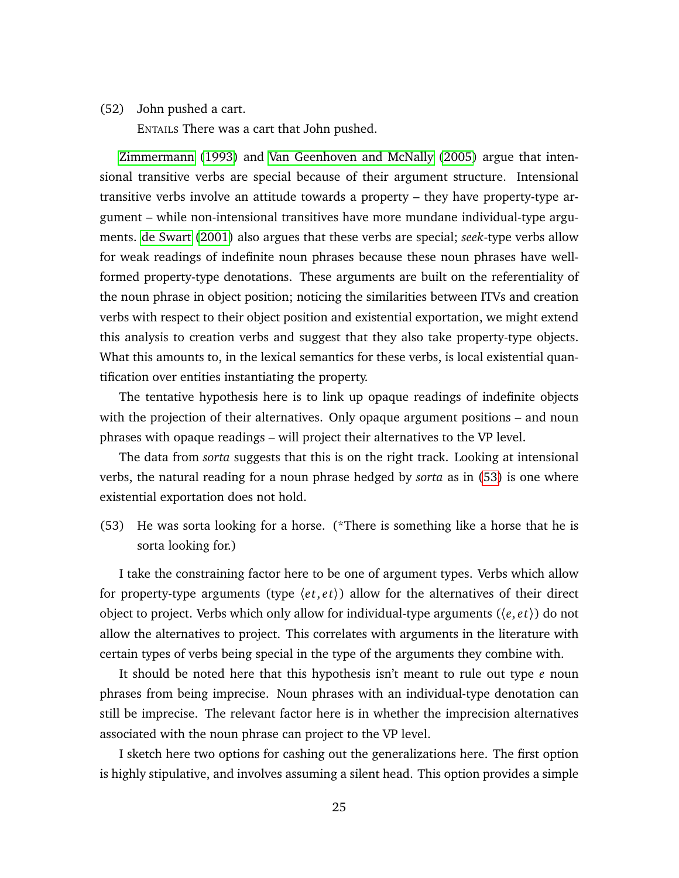(52) John pushed a cart.
ENTAILS There was a cart that John pushed.

Zimmermann (1993) and Van Geenhoven and McNally (2005) argue that intensional transitive verbs are special because of their argument structure. Intensional transitive verbs involve an attitude towards a property – they have property-type argument – while non-intensional transitives have more mundane individual-type arguments. de Swart (2001) also argues that these verbs are special; *seek*-type verbs allow for weak readings of indefinite noun phrases because these noun phrases have well-formed property-type denotations. These arguments are built on the referentiality of the noun phrase in object position; noticing the similarities between ITVs and creation verbs with respect to their object position and existential exportation, we might extend this analysis to creation verbs and suggest that they also take property-type objects. What this amounts to, in the lexical semantics for these verbs, is local existential quantification over entities instantiating the property.

The tentative hypothesis here is to link up opaque readings of indefinite objects with the projection of their alternatives. Only opaque argument positions – and noun phrases with opaque readings – will project their alternatives to the VP level.

The data from *sorta* suggests that this is on the right track. Looking at intensional verbs, the natural reading for a noun phrase hedged by *sorta* as in (53) is one where existential exportation does not hold.

(53) He was sorta looking for a horse. (*There is something like a horse that he is sorta looking for.)

I take the constraining factor here to be one of argument types. Verbs which allow for property-type arguments (type $\langle et, et \rangle$) allow for the alternatives of their direct object to project. Verbs which only allow for individual-type arguments ($\langle e, et \rangle$) do not allow the alternatives to project. This correlates with arguments in the literature with certain types of verbs being special in the type of the arguments they combine with.

It should be noted here that this hypothesis isn't meant to rule out type $e$ noun phrases from being imprecise. Noun phrases with an individual-type denotation can still be imprecise. The relevant factor here is in whether the imprecision alternatives associated with the noun phrase can project to the VP level.

I sketch here two options for cashing out the generalizations here. The first option is highly stipulative, and involves assuming a silent head. This option provides a simple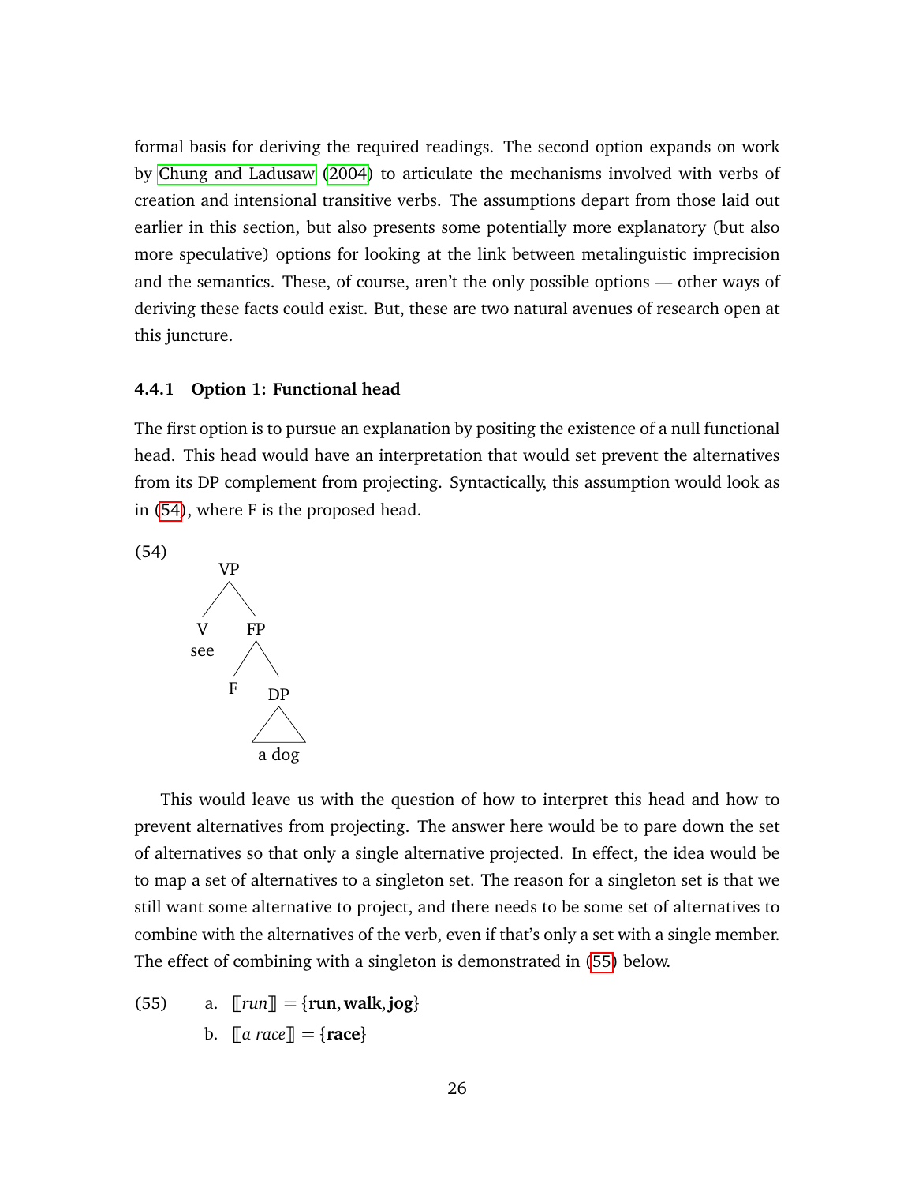formal basis for deriving the required readings. The second option expands on work by Chung and Ladusaw (2004) to articulate the mechanisms involved with verbs of creation and intensional transitive verbs. The assumptions depart from those laid out earlier in this section, but also presents some potentially more explanatory (but also more speculative) options for looking at the link between metalinguistic imprecision and the semantics. These, of course, aren't the only possible options — other ways of deriving these facts could exist. But, these are two natural avenues of research open at this juncture.

### 4.4.1 Option 1: Functional head

The first option is to pursue an explanation by positing the existence of a null functional head. This head would have an interpretation that would set prevent the alternatives from its DP complement from projecting. Syntactically, this assumption would look as in (54), where F is the proposed head.

(54)

```
        VP
       /  \
      V    FP
     see  /  \
         F    DP
              /\
            a dog
```

This would leave us with the question of how to interpret this head and how to prevent alternatives from projecting. The answer here would be to pare down the set of alternatives so that only a single alternative projected. In effect, the idea would be to map a set of alternatives to a singleton set. The reason for a singleton set is that we still want some alternative to project, and there needs to be some set of alternatives to combine with the alternatives of the verb, even if that's only a set with a single member. The effect of combining with a singleton is demonstrated in (55) below.

(55) a. $[\![run]\!] = \{\textbf{run}, \textbf{walk}, \textbf{jog}\}$

b. $[\![a\ race]\!] = \{\textbf{race}\}$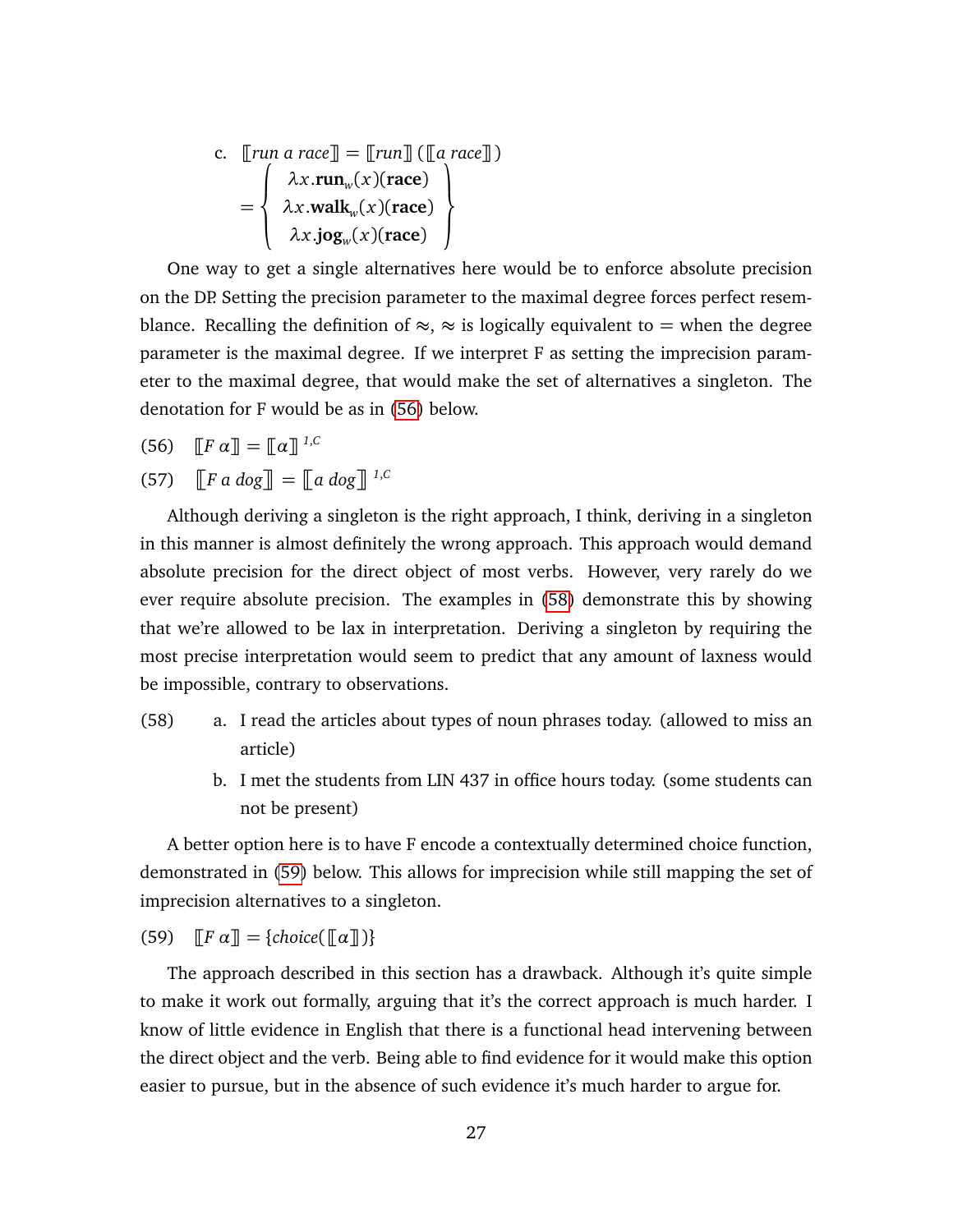c. $[\![\textit{run a race}]\!] = [\![\textit{run}]\!]\,([\![\textit{a race}]\!])$

$$= \left\{ \begin{array}{c} \lambda x.\mathbf{run}_w(x)(\mathbf{race}) \\ \lambda x.\mathbf{walk}_w(x)(\mathbf{race}) \\ \lambda x.\mathbf{jog}_w(x)(\mathbf{race}) \end{array} \right\}$$

One way to get a single alternatives here would be to enforce absolute precision on the DP. Setting the precision parameter to the maximal degree forces perfect resemblance. Recalling the definition of $\approx$, $\approx$ is logically equivalent to $=$ when the degree parameter is the maximal degree. If we interpret F as setting the imprecision parameter to the maximal degree, that would make the set of alternatives a singleton. The denotation for F would be as in (56) below.

(56) $[\![F\ \alpha]\!] = [\![\alpha]\!]^{\,1,C}$

(57) $[\![F\ \textit{a dog}]\!] = [\![\textit{a dog}]\!]^{\,1,C}$

Although deriving a singleton is the right approach, I think, deriving in a singleton in this manner is almost definitely the wrong approach. This approach would demand absolute precision for the direct object of most verbs. However, very rarely do we ever require absolute precision. The examples in (58) demonstrate this by showing that we're allowed to be lax in interpretation. Deriving a singleton by requiring the most precise interpretation would seem to predict that any amount of laxness would be impossible, contrary to observations.

(58)
  a. I read the articles about types of noun phrases today. (allowed to miss an article)
  b. I met the students from LIN 437 in office hours today. (some students can not be present)

A better option here is to have F encode a contextually determined choice function, demonstrated in (59) below. This allows for imprecision while still mapping the set of imprecision alternatives to a singleton.

(59) $[\![F\ \alpha]\!] = \{\mathit{choice}([\![\alpha]\!])\}$

The approach described in this section has a drawback. Although it's quite simple to make it work out formally, arguing that it's the correct approach is much harder. I know of little evidence in English that there is a functional head intervening between the direct object and the verb. Being able to find evidence for it would make this option easier to pursue, but in the absence of such evidence it's much harder to argue for.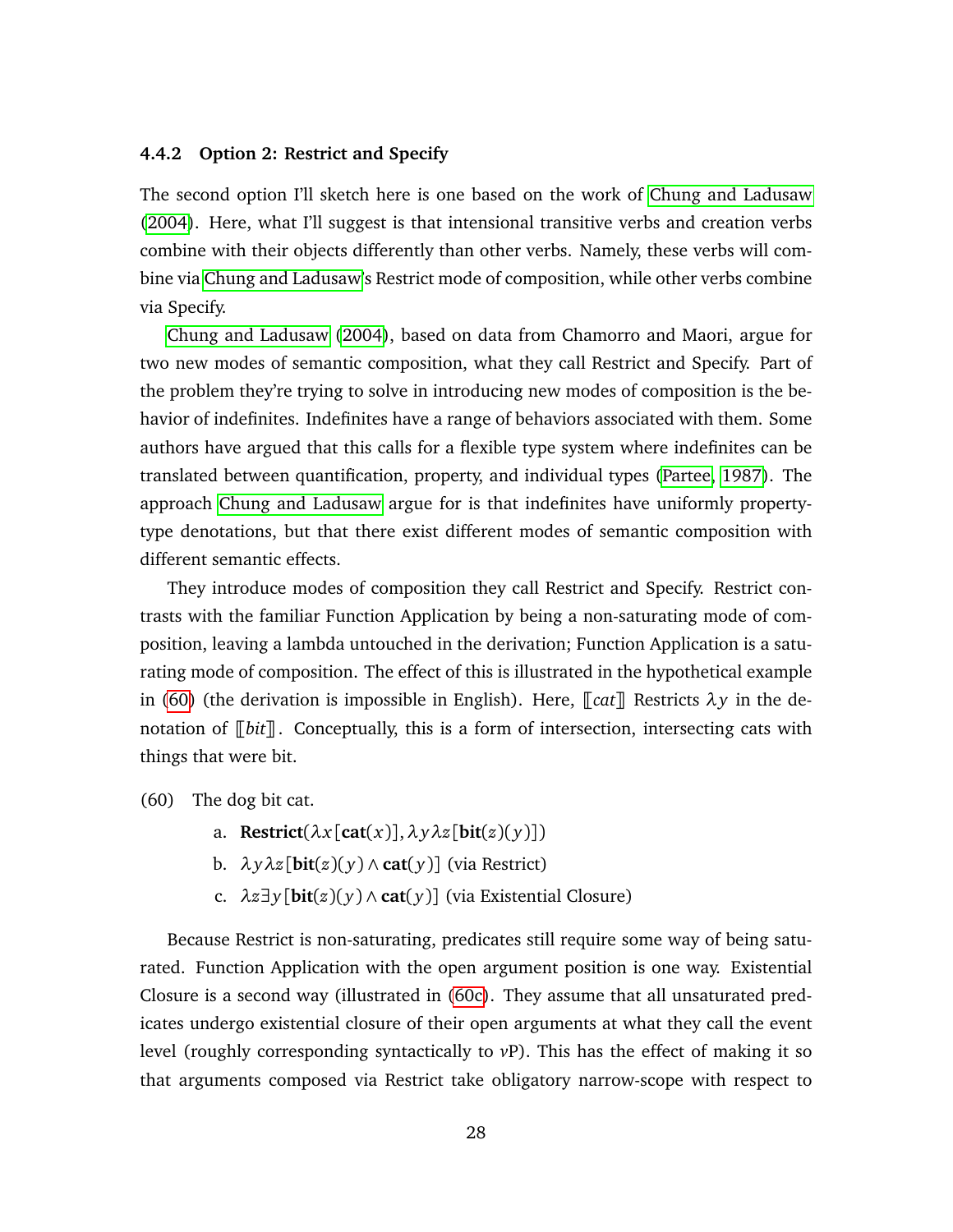#### 4.4.2 Option 2: Restrict and Specify

The second option I'll sketch here is one based on the work of Chung and Ladusaw (2004). Here, what I'll suggest is that intensional transitive verbs and creation verbs combine with their objects differently than other verbs. Namely, these verbs will combine via Chung and Ladusaw's Restrict mode of composition, while other verbs combine via Specify.

Chung and Ladusaw (2004), based on data from Chamorro and Maori, argue for two new modes of semantic composition, what they call Restrict and Specify. Part of the problem they're trying to solve in introducing new modes of composition is the behavior of indefinites. Indefinites have a range of behaviors associated with them. Some authors have argued that this calls for a flexible type system where indefinites can be translated between quantification, property, and individual types (Partee, 1987). The approach Chung and Ladusaw argue for is that indefinites have uniformly property-type denotations, but that there exist different modes of semantic composition with different semantic effects.

They introduce modes of composition they call Restrict and Specify. Restrict contrasts with the familiar Function Application by being a non-saturating mode of composition, leaving a lambda untouched in the derivation; Function Application is a saturating mode of composition. The effect of this is illustrated in the hypothetical example in (60) (the derivation is impossible in English). Here, $[\![cat]\!]$ Restricts $\lambda y$ in the denotation of $[\![bit]\!]$. Conceptually, this is a form of intersection, intersecting cats with things that were bit.

(60) The dog bit cat.

a. $\textbf{Restrict}(\lambda x[\textbf{cat}(x)], \lambda y \lambda z[\textbf{bit}(z)(y)])$

b. $\lambda y \lambda z[\textbf{bit}(z)(y) \wedge \textbf{cat}(y)]$ (via Restrict)

c. $\lambda z \exists y[\textbf{bit}(z)(y) \wedge \textbf{cat}(y)]$ (via Existential Closure)

Because Restrict is non-saturating, predicates still require some way of being saturated. Function Application with the open argument position is one way. Existential Closure is a second way (illustrated in (60c). They assume that all unsaturated predicates undergo existential closure of their open arguments at what they call the event level (roughly corresponding syntactically to *v*P). This has the effect of making it so that arguments composed via Restrict take obligatory narrow-scope with respect to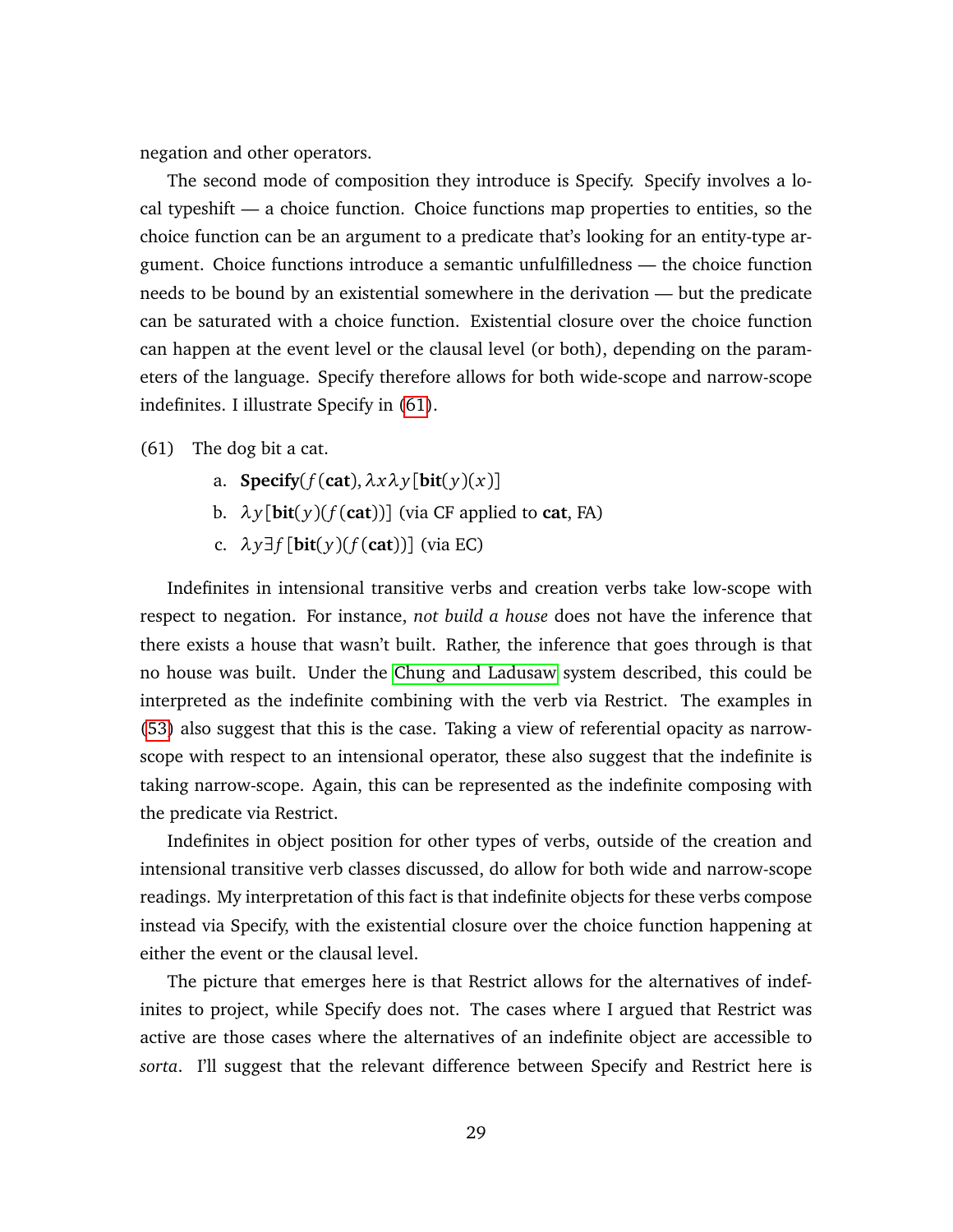negation and other operators.

The second mode of composition they introduce is Specify. Specify involves a local typeshift — a choice function. Choice functions map properties to entities, so the choice function can be an argument to a predicate that's looking for an entity-type argument. Choice functions introduce a semantic unfulfilledness — the choice function needs to be bound by an existential somewhere in the derivation — but the predicate can be saturated with a choice function. Existential closure over the choice function can happen at the event level or the clausal level (or both), depending on the parameters of the language. Specify therefore allows for both wide-scope and narrow-scope indefinites. I illustrate Specify in (61).

(61) The dog bit a cat.

a. $\textbf{Specify}(f(\textbf{cat}), \lambda x \lambda y[\textbf{bit}(y)(x)]$

b. $\lambda y[\textbf{bit}(y)(f(\textbf{cat}))]$ (via CF applied to **cat**, FA)

c. $\lambda y \exists f[\textbf{bit}(y)(f(\textbf{cat}))]$ (via EC)

Indefinites in intensional transitive verbs and creation verbs take low-scope with respect to negation. For instance, *not build a house* does not have the inference that there exists a house that wasn't built. Rather, the inference that goes through is that no house was built. Under the Chung and Ladusaw system described, this could be interpreted as the indefinite combining with the verb via Restrict. The examples in (53) also suggest that this is the case. Taking a view of referential opacity as narrow-scope with respect to an intensional operator, these also suggest that the indefinite is taking narrow-scope. Again, this can be represented as the indefinite composing with the predicate via Restrict.

Indefinites in object position for other types of verbs, outside of the creation and intensional transitive verb classes discussed, do allow for both wide and narrow-scope readings. My interpretation of this fact is that indefinite objects for these verbs compose instead via Specify, with the existential closure over the choice function happening at either the event or the clausal level.

The picture that emerges here is that Restrict allows for the alternatives of indefinites to project, while Specify does not. The cases where I argued that Restrict was active are those cases where the alternatives of an indefinite object are accessible to *sorta*. I'll suggest that the relevant difference between Specify and Restrict here is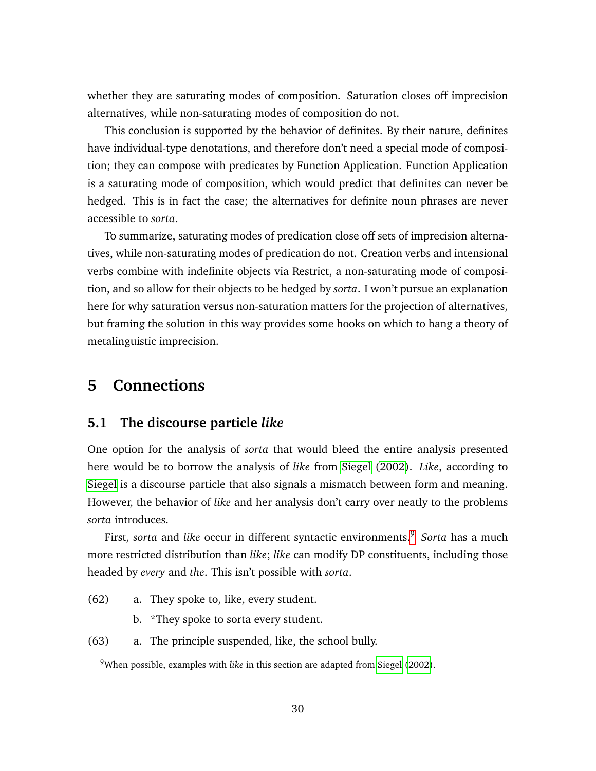whether they are saturating modes of composition. Saturation closes off imprecision alternatives, while non-saturating modes of composition do not.

This conclusion is supported by the behavior of definites. By their nature, definites have individual-type denotations, and therefore don't need a special mode of composition; they can compose with predicates by Function Application. Function Application is a saturating mode of composition, which would predict that definites can never be hedged. This is in fact the case; the alternatives for definite noun phrases are never accessible to *sorta*.

To summarize, saturating modes of predication close off sets of imprecision alternatives, while non-saturating modes of predication do not. Creation verbs and intensional verbs combine with indefinite objects via Restrict, a non-saturating mode of composition, and so allow for their objects to be hedged by *sorta*. I won't pursue an explanation here for why saturation versus non-saturation matters for the projection of alternatives, but framing the solution in this way provides some hooks on which to hang a theory of metalinguistic imprecision.

# 5 Connections

## 5.1 The discourse particle *like*

One option for the analysis of *sorta* that would bleed the entire analysis presented here would be to borrow the analysis of *like* from Siegel (2002). *Like*, according to Siegel is a discourse particle that also signals a mismatch between form and meaning. However, the behavior of *like* and her analysis don't carry over neatly to the problems *sorta* introduces.

First, *sorta* and *like* occur in different syntactic environments.[9] *Sorta* has a much more restricted distribution than *like*; *like* can modify DP constituents, including those headed by *every* and *the*. This isn't possible with *sorta*.

(62) a. They spoke to, like, every student.

b. *They spoke to sorta every student.

(63) a. The principle suspended, like, the school bully.

[9] When possible, examples with *like* in this section are adapted from Siegel (2002).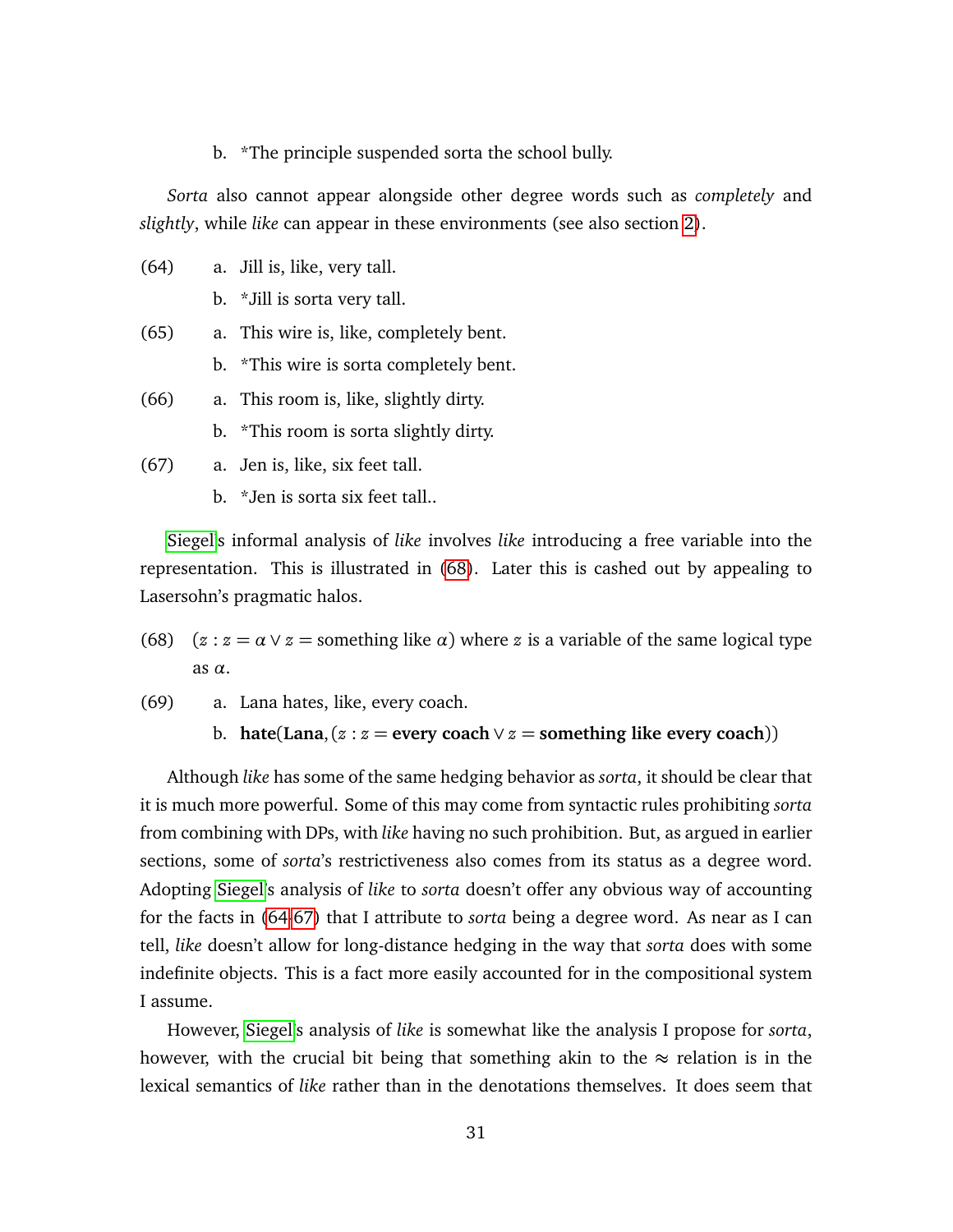b. *The principle suspended sorta the school bully.

*Sorta* also cannot appear alongside other degree words such as *completely* and *slightly*, while *like* can appear in these environments (see also section 2).

(64) a. Jill is, like, very tall.

b. *Jill is sorta very tall.

(65) a. This wire is, like, completely bent.

b. *This wire is sorta completely bent.

(66) a. This room is, like, slightly dirty.

b. *This room is sorta slightly dirty.

(67) a. Jen is, like, six feet tall.

b. *Jen is sorta six feet tall..

Siegel's informal analysis of *like* involves *like* introducing a free variable into the representation. This is illustrated in (68). Later this is cashed out by appealing to Lasersohn's pragmatic halos.

(68) $(z : z = \alpha \vee z = \text{something like } \alpha)$ where $z$ is a variable of the same logical type as $\alpha$.

(69) a. Lana hates, like, every coach.

b. $\textbf{hate}(\textbf{Lana}, (z : z = \textbf{every coach} \vee z = \textbf{something like every coach}))$

Although *like* has some of the same hedging behavior as *sorta*, it should be clear that it is much more powerful. Some of this may come from syntactic rules prohibiting *sorta* from combining with DPs, with *like* having no such prohibition. But, as argued in earlier sections, some of *sorta*'s restrictiveness also comes from its status as a degree word. Adopting Siegel's analysis of *like* to *sorta* doesn't offer any obvious way of accounting for the facts in (64-67) that I attribute to *sorta* being a degree word. As near as I can tell, *like* doesn't allow for long-distance hedging in the way that *sorta* does with some indefinite objects. This is a fact more easily accounted for in the compositional system I assume.

However, Siegel's analysis of *like* is somewhat like the analysis I propose for *sorta*, however, with the crucial bit being that something akin to the $\approx$ relation is in the lexical semantics of *like* rather than in the denotations themselves. It does seem that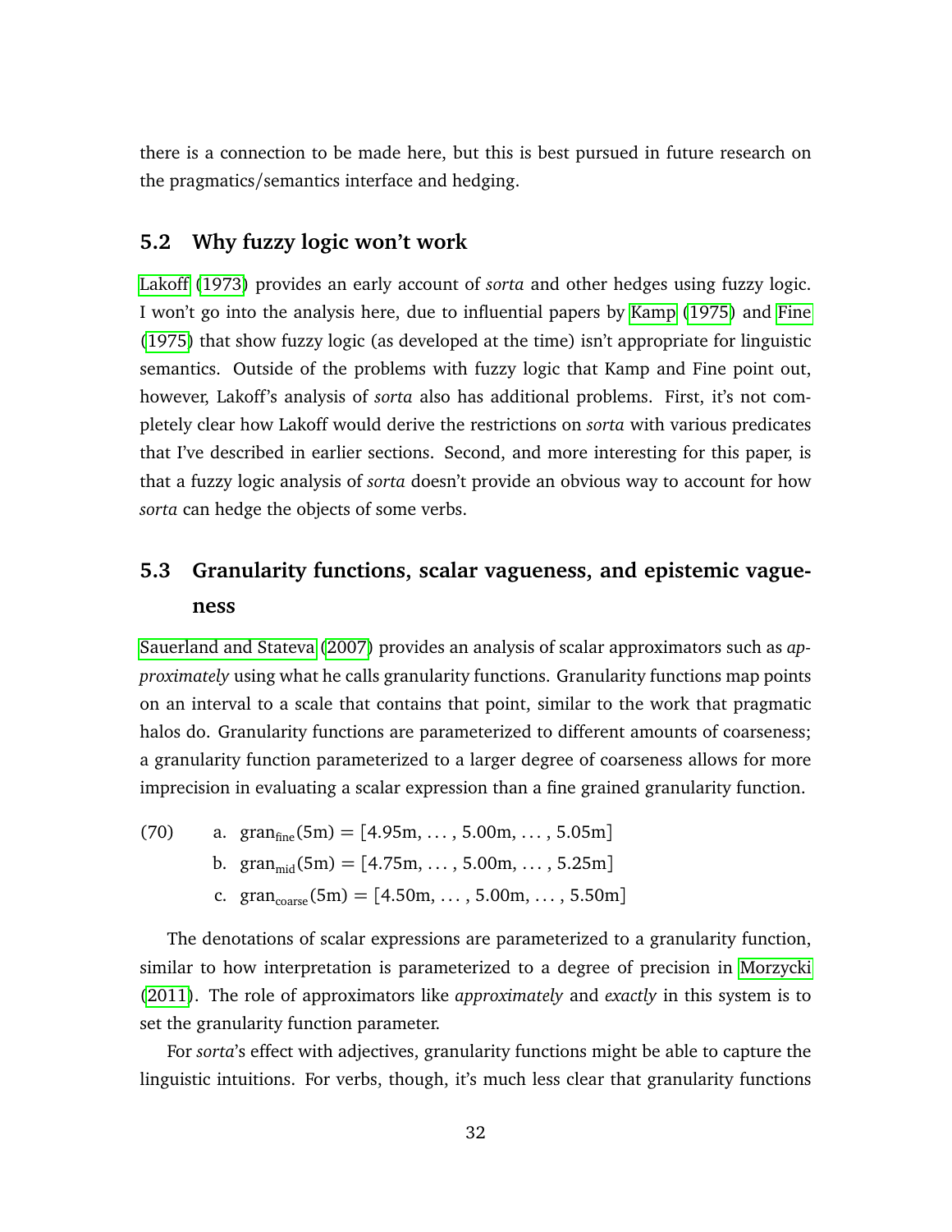there is a connection to be made here, but this is best pursued in future research on the pragmatics/semantics interface and hedging.

## 5.2 Why fuzzy logic won't work

Lakoff (1973) provides an early account of *sorta* and other hedges using fuzzy logic. I won't go into the analysis here, due to influential papers by Kamp (1975) and Fine (1975) that show fuzzy logic (as developed at the time) isn't appropriate for linguistic semantics. Outside of the problems with fuzzy logic that Kamp and Fine point out, however, Lakoff's analysis of *sorta* also has additional problems. First, it's not completely clear how Lakoff would derive the restrictions on *sorta* with various predicates that I've described in earlier sections. Second, and more interesting for this paper, is that a fuzzy logic analysis of *sorta* doesn't provide an obvious way to account for how *sorta* can hedge the objects of some verbs.

## 5.3 Granularity functions, scalar vagueness, and epistemic vagueness

Sauerland and Stateva (2007) provides an analysis of scalar approximators such as *approximately* using what he calls granularity functions. Granularity functions map points on an interval to a scale that contains that point, similar to the work that pragmatic halos do. Granularity functions are parameterized to different amounts of coarseness; a granularity function parameterized to a larger degree of coarseness allows for more imprecision in evaluating a scalar expression than a fine grained granularity function.

(70) a. $\text{gran}_{\text{fine}}(5\text{m}) = [4.95\text{m}, \ldots, 5.00\text{m}, \ldots, 5.05\text{m}]$

b. $\text{gran}_{\text{mid}}(5\text{m}) = [4.75\text{m}, \ldots, 5.00\text{m}, \ldots, 5.25\text{m}]$

c. $\text{gran}_{\text{coarse}}(5\text{m}) = [4.50\text{m}, \ldots, 5.00\text{m}, \ldots, 5.50\text{m}]$

The denotations of scalar expressions are parameterized to a granularity function, similar to how interpretation is parameterized to a degree of precision in Morzycki (2011). The role of approximators like *approximately* and *exactly* in this system is to set the granularity function parameter.

For *sorta*'s effect with adjectives, granularity functions might be able to capture the linguistic intuitions. For verbs, though, it's much less clear that granularity functions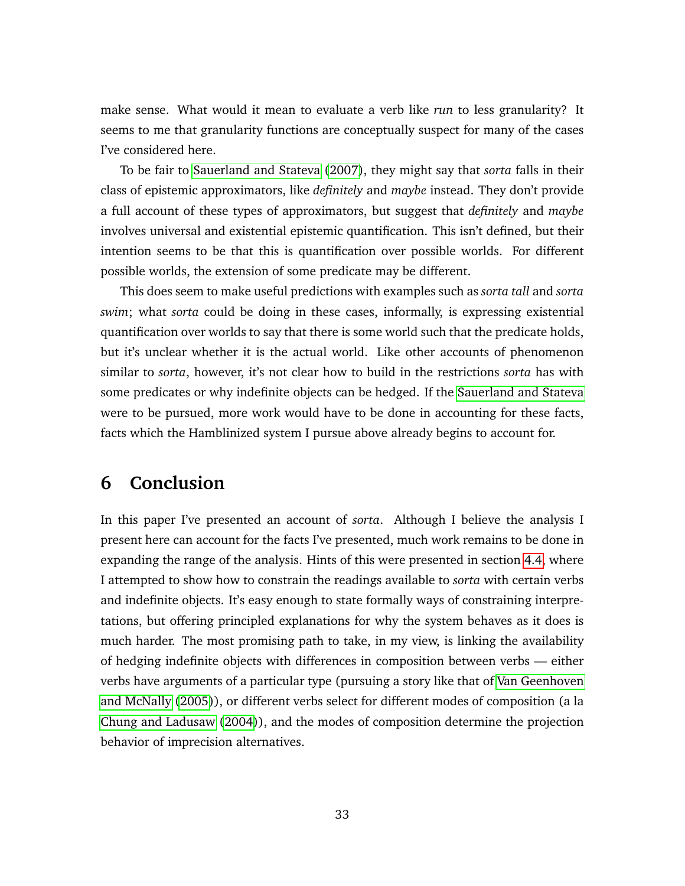make sense. What would it mean to evaluate a verb like *run* to less granularity? It seems to me that granularity functions are conceptually suspect for many of the cases I've considered here.

To be fair to Sauerland and Stateva (2007), they might say that *sorta* falls in their class of epistemic approximators, like *definitely* and *maybe* instead. They don't provide a full account of these types of approximators, but suggest that *definitely* and *maybe* involves universal and existential epistemic quantification. This isn't defined, but their intention seems to be that this is quantification over possible worlds. For different possible worlds, the extension of some predicate may be different.

This does seem to make useful predictions with examples such as *sorta tall* and *sorta swim*; what *sorta* could be doing in these cases, informally, is expressing existential quantification over worlds to say that there is some world such that the predicate holds, but it's unclear whether it is the actual world. Like other accounts of phenomenon similar to *sorta*, however, it's not clear how to build in the restrictions *sorta* has with some predicates or why indefinite objects can be hedged. If the Sauerland and Stateva were to be pursued, more work would have to be done in accounting for these facts, facts which the Hamblinized system I pursue above already begins to account for.

# 6 Conclusion

In this paper I've presented an account of *sorta*. Although I believe the analysis I present here can account for the facts I've presented, much work remains to be done in expanding the range of the analysis. Hints of this were presented in section 4.4, where I attempted to show how to constrain the readings available to *sorta* with certain verbs and indefinite objects. It's easy enough to state formally ways of constraining interpretations, but offering principled explanations for why the system behaves as it does is much harder. The most promising path to take, in my view, is linking the availability of hedging indefinite objects with differences in composition between verbs — either verbs have arguments of a particular type (pursuing a story like that of Van Geenhoven and McNally (2005)), or different verbs select for different modes of composition (a la Chung and Ladusaw (2004)), and the modes of composition determine the projection behavior of imprecision alternatives.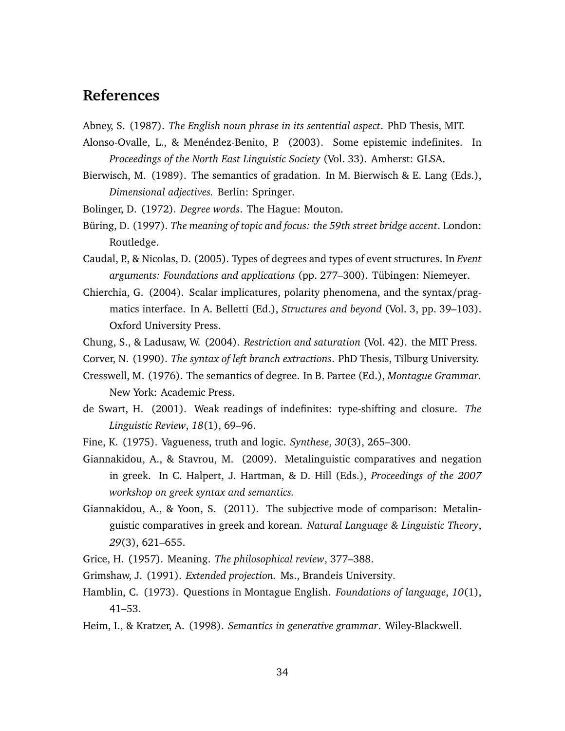## References

Abney, S. (1987). *The English noun phrase in its sentential aspect*. PhD Thesis, MIT.

Alonso-Ovalle, L., & Menéndez-Benito, P. (2003). Some epistemic indefinites. In *Proceedings of the North East Linguistic Society* (Vol. 33). Amherst: GLSA.

Bierwisch, M. (1989). The semantics of gradation. In M. Bierwisch & E. Lang (Eds.), *Dimensional adjectives.* Berlin: Springer.

Bolinger, D. (1972). *Degree words*. The Hague: Mouton.

Büring, D. (1997). *The meaning of topic and focus: the 59th street bridge accent*. London: Routledge.

Caudal, P., & Nicolas, D. (2005). Types of degrees and types of event structures. In *Event arguments: Foundations and applications* (pp. 277–300). Tübingen: Niemeyer.

Chierchia, G. (2004). Scalar implicatures, polarity phenomena, and the syntax/pragmatics interface. In A. Belletti (Ed.), *Structures and beyond* (Vol. 3, pp. 39–103). Oxford University Press.

Chung, S., & Ladusaw, W. (2004). *Restriction and saturation* (Vol. 42). the MIT Press.

Corver, N. (1990). *The syntax of left branch extractions*. PhD Thesis, Tilburg University.

Cresswell, M. (1976). The semantics of degree. In B. Partee (Ed.), *Montague Grammar.* New York: Academic Press.

de Swart, H. (2001). Weak readings of indefinites: type-shifting and closure. *The Linguistic Review*, *18*(1), 69–96.

Fine, K. (1975). Vagueness, truth and logic. *Synthese*, *30*(3), 265–300.

Giannakidou, A., & Stavrou, M. (2009). Metalinguistic comparatives and negation in greek. In C. Halpert, J. Hartman, & D. Hill (Eds.), *Proceedings of the 2007 workshop on greek syntax and semantics.*

Giannakidou, A., & Yoon, S. (2011). The subjective mode of comparison: Metalinguistic comparatives in greek and korean. *Natural Language & Linguistic Theory*, *29*(3), 621–655.

Grice, H. (1957). Meaning. *The philosophical review*, 377–388.

Grimshaw, J. (1991). *Extended projection.* Ms., Brandeis University.

Hamblin, C. (1973). Questions in Montague English. *Foundations of language*, *10*(1), 41–53.

Heim, I., & Kratzer, A. (1998). *Semantics in generative grammar*. Wiley-Blackwell.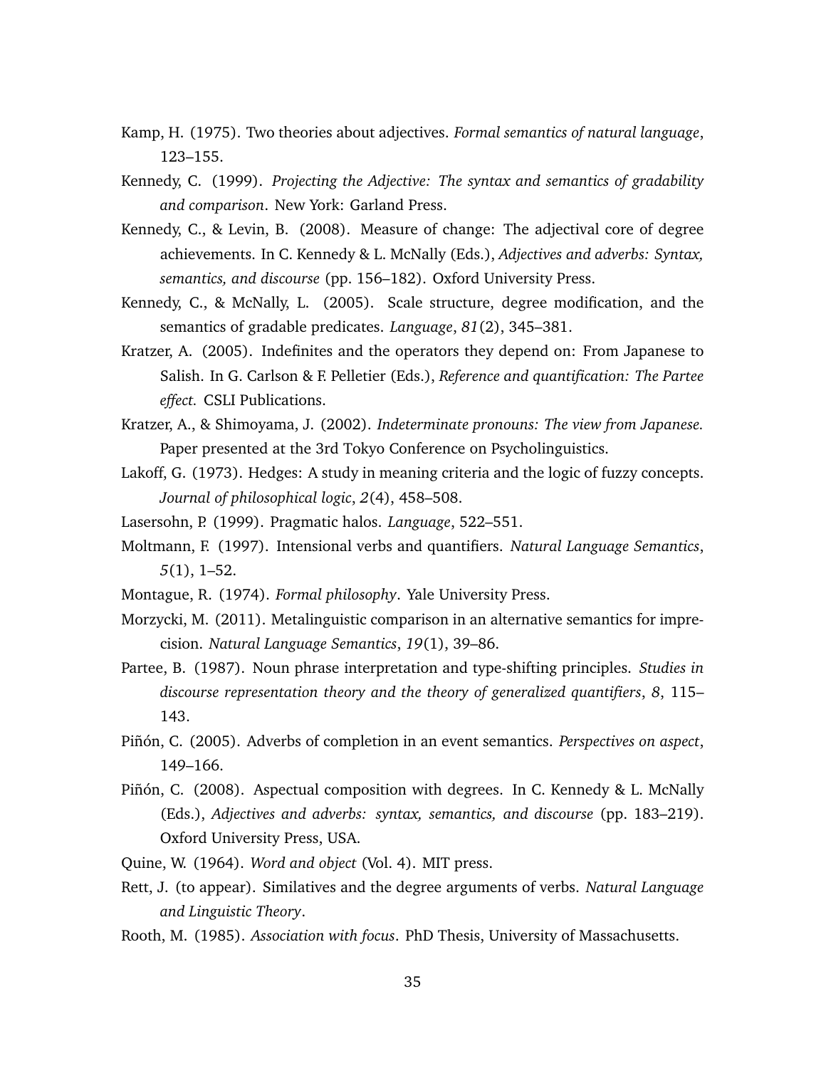Kamp, H. (1975). Two theories about adjectives. *Formal semantics of natural language*, 123–155.

Kennedy, C. (1999). *Projecting the Adjective: The syntax and semantics of gradability and comparison*. New York: Garland Press.

Kennedy, C., & Levin, B. (2008). Measure of change: The adjectival core of degree achievements. In C. Kennedy & L. McNally (Eds.), *Adjectives and adverbs: Syntax, semantics, and discourse* (pp. 156–182). Oxford University Press.

Kennedy, C., & McNally, L. (2005). Scale structure, degree modification, and the semantics of gradable predicates. *Language*, *81*(2), 345–381.

Kratzer, A. (2005). Indefinites and the operators they depend on: From Japanese to Salish. In G. Carlson & F. Pelletier (Eds.), *Reference and quantification: The Partee effect.* CSLI Publications.

Kratzer, A., & Shimoyama, J. (2002). *Indeterminate pronouns: The view from Japanese.* Paper presented at the 3rd Tokyo Conference on Psycholinguistics.

Lakoff, G. (1973). Hedges: A study in meaning criteria and the logic of fuzzy concepts. *Journal of philosophical logic*, *2*(4), 458–508.

Lasersohn, P. (1999). Pragmatic halos. *Language*, 522–551.

Moltmann, F. (1997). Intensional verbs and quantifiers. *Natural Language Semantics*, *5*(1), 1–52.

Montague, R. (1974). *Formal philosophy*. Yale University Press.

Morzycki, M. (2011). Metalinguistic comparison in an alternative semantics for imprecision. *Natural Language Semantics*, *19*(1), 39–86.

Partee, B. (1987). Noun phrase interpretation and type-shifting principles. *Studies in discourse representation theory and the theory of generalized quantifiers*, *8*, 115–143.

Piñón, C. (2005). Adverbs of completion in an event semantics. *Perspectives on aspect*, 149–166.

Piñón, C. (2008). Aspectual composition with degrees. In C. Kennedy & L. McNally (Eds.), *Adjectives and adverbs: syntax, semantics, and discourse* (pp. 183–219). Oxford University Press, USA.

Quine, W. (1964). *Word and object* (Vol. 4). MIT press.

Rett, J. (to appear). Similatives and the degree arguments of verbs. *Natural Language and Linguistic Theory*.

Rooth, M. (1985). *Association with focus*. PhD Thesis, University of Massachusetts.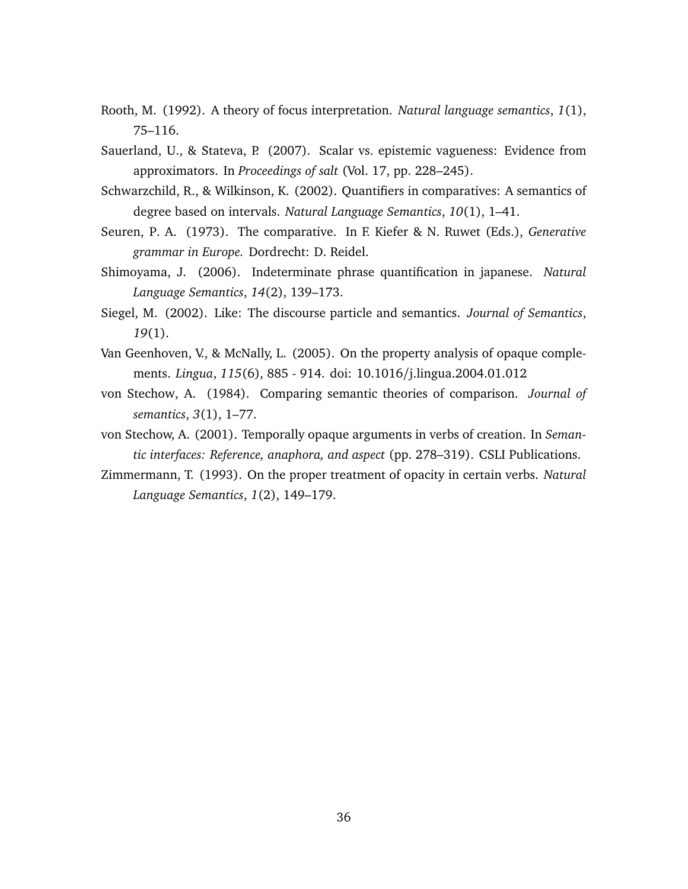Rooth, M. (1992). A theory of focus interpretation. *Natural language semantics*, *1*(1), 75–116.

Sauerland, U., & Stateva, P. (2007). Scalar vs. epistemic vagueness: Evidence from approximators. In *Proceedings of salt* (Vol. 17, pp. 228–245).

Schwarzchild, R., & Wilkinson, K. (2002). Quantifiers in comparatives: A semantics of degree based on intervals. *Natural Language Semantics*, *10*(1), 1–41.

Seuren, P. A. (1973). The comparative. In F. Kiefer & N. Ruwet (Eds.), *Generative grammar in Europe.* Dordrecht: D. Reidel.

Shimoyama, J. (2006). Indeterminate phrase quantification in japanese. *Natural Language Semantics*, *14*(2), 139–173.

Siegel, M. (2002). Like: The discourse particle and semantics. *Journal of Semantics*, *19*(1).

Van Geenhoven, V., & McNally, L. (2005). On the property analysis of opaque complements. *Lingua*, *115*(6), 885 - 914. doi: 10.1016/j.lingua.2004.01.012

von Stechow, A. (1984). Comparing semantic theories of comparison. *Journal of semantics*, *3*(1), 1–77.

von Stechow, A. (2001). Temporally opaque arguments in verbs of creation. In *Semantic interfaces: Reference, anaphora, and aspect* (pp. 278–319). CSLI Publications.

Zimmermann, T. (1993). On the proper treatment of opacity in certain verbs. *Natural Language Semantics*, *1*(2), 149–179.